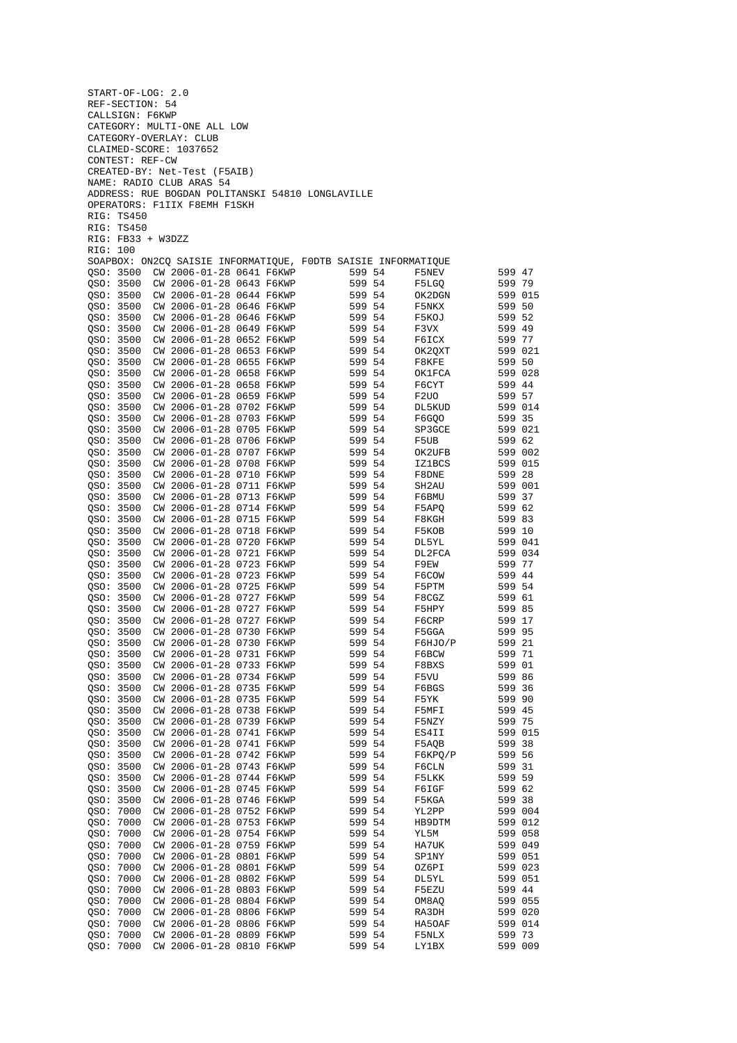```
START-OF-LOG: 2.0
REF-SECTION: 54
CALLSIGN: F6KWP
CATEGORY: MULTI-ONE ALL LOW
CATEGORY-OVERLAY: CLUB
CLAIMED-SCORE: 1037652
CONTEST: REF-CW
CREATED-BY: Net-Test (F5AIB)
NAME: RADIO CLUB ARAS 54
ADDRESS: RUE BOGDAN POLITANSKI 54810 LONGLAVILLE
OPERATORS: F1IIX F8EMH F1SKH
RIG: TS450
RIG: TS450
RIG: FB33 + W3DZZ
RIG: 100
SOAPBOX: ON2CQ SAISIE INFORMATIQUE, F0DTB SAISIE INFORMATIQUE
QSO: 3500  CW 2006-01-28 0641 F6KWP         599 54      F5NEV         599 47
QSO: 3500  CW 2006-01-28 0643 F6KWP         599 54      F5LGQ         599 79
QSO: 3500  CW 2006-01-28 0644 F6KWP         599 54      OK2DGN        599 015
QSO: 3500  CW 2006-01-28 0646 F6KWP         599 54      F5NKX         599 50
QSO: 3500  CW 2006-01-28 0646 F6KWP         599 54      F5KOJ         599 52
QSO: 3500  CW 2006-01-28 0649 F6KWP         599 54      F3VX          599 49
QSO: 3500  CW 2006-01-28 0652 F6KWP         599 54      F6ICX         599 77
QSO: 3500  CW 2006-01-28 0653 F6KWP         599 54      OK2QXT        599 021
QSO: 3500  CW 2006-01-28 0655 F6KWP         599 54      F8KFE         599 50
QSO: 3500  CW 2006-01-28 0658 F6KWP         599 54      OK1FCA        599 028
QSO: 3500  CW 2006-01-28 0658 F6KWP         599 54      F6CYT         599 44
QSO: 3500  CW 2006-01-28 0659 F6KWP         599 54      F2UO          599 57
QSO: 3500  CW 2006-01-28 0702 F6KWP         599 54      DL5KUD        599 014
QSO: 3500  CW 2006-01-28 0703 F6KWP         599 54      F6GQO         599 35
QSO: 3500  CW 2006-01-28 0705 F6KWP         599 54      SP3GCE        599 021
QSO: 3500  CW 2006-01-28 0706 F6KWP         599 54      F5UB          599 62
QSO: 3500  CW 2006-01-28 0707 F6KWP         599 54      OK2UFB        599 002
QSO: 3500  CW 2006-01-28 0708 F6KWP         599 54      IZ1BCS        599 015
QSO: 3500  CW 2006-01-28 0710 F6KWP         599 54      F8DNE         599 28
QSO: 3500  CW 2006-01-28 0711 F6KWP         599 54      SH2AU         599 001
QSO: 3500  CW 2006-01-28 0713 F6KWP         599 54      F6BMU         599 37
QSO: 3500  CW 2006-01-28 0714 F6KWP         599 54      F5APQ         599 62
QSO: 3500  CW 2006-01-28 0715 F6KWP         599 54      F8KGH         599 83
QSO: 3500  CW 2006-01-28 0718 F6KWP         599 54      F5KOB         599 10
QSO: 3500  CW 2006-01-28 0720 F6KWP         599 54      DL5YL         599 041
QSO: 3500  CW 2006-01-28 0721 F6KWP         599 54      DL2FCA        599 034
QSO: 3500  CW 2006-01-28 0723 F6KWP         599 54      F9EW          599 77
QSO: 3500  CW 2006-01-28 0723 F6KWP         599 54      F6COW         599 44
QSO: 3500  CW 2006-01-28 0725 F6KWP         599 54      F5PTM         599 54
QSO: 3500  CW 2006-01-28 0727 F6KWP         599 54      F8CGZ         599 61
QSO: 3500  CW 2006-01-28 0727 F6KWP         599 54      F5HPY         599 85
QSO: 3500  CW 2006-01-28 0727 F6KWP         599 54      F6CRP         599 17
QSO: 3500  CW 2006-01-28 0730 F6KWP         599 54      F5GGA         599 95
QSO: 3500  CW 2006-01-28 0730 F6KWP         599 54      F6HJO/P       599 21
QSO: 3500  CW 2006-01-28 0731 F6KWP         599 54      F6BCW         599 71
QSO: 3500  CW 2006-01-28 0733 F6KWP         599 54      F8BXS         599 01
QSO: 3500  CW 2006-01-28 0734 F6KWP         599 54      F5VU          599 86
QSO: 3500  CW 2006-01-28 0735 F6KWP         599 54      F6BGS         599 36
QSO: 3500  CW 2006-01-28 0735 F6KWP         599 54      F5YK          599 90
QSO: 3500  CW 2006-01-28 0738 F6KWP         599 54      F5MFI         599 45
QSO: 3500  CW 2006-01-28 0739 F6KWP         599 54      F5NZY         599 75
QSO: 3500  CW 2006-01-28 0741 F6KWP         599 54      ES4II         599 015
QSO: 3500  CW 2006-01-28 0741 F6KWP         599 54      F5AQB         599 38
QSO: 3500  CW 2006-01-28 0742 F6KWP         599 54      F6KPQ/P       599 56
QSO: 3500  CW 2006-01-28 0743 F6KWP         599 54      F6CLN         599 31
QSO: 3500  CW 2006-01-28 0744 F6KWP         599 54      F5LKK         599 59
QSO: 3500  CW 2006-01-28 0745 F6KWP         599 54      F6IGF         599 62
QSO: 3500  CW 2006-01-28 0746 F6KWP         599 54      F5KGA         599 38
QSO: 7000  CW 2006-01-28 0752 F6KWP         599 54      YL2PP         599 004
QSO: 7000  CW 2006-01-28 0753 F6KWP         599 54      HB9DTM        599 012
QSO: 7000  CW 2006-01-28 0754 F6KWP         599 54      YL5M          599 058
QSO: 7000  CW 2006-01-28 0759 F6KWP         599 54      HA7UK         599 049
QSO: 7000  CW 2006-01-28 0801 F6KWP         599 54      SP1NY         599 051
QSO: 7000  CW 2006-01-28 0801 F6KWP         599 54      OZ6PI         599 023
QSO: 7000  CW 2006-01-28 0802 F6KWP         599 54      DL5YL         599 051
QSO: 7000  CW 2006-01-28 0803 F6KWP         599 54      F5EZU         599 44
QSO: 7000  CW 2006-01-28 0804 F6KWP         599 54      OM8AQ         599 055
QSO: 7000  CW 2006-01-28 0806 F6KWP         599 54      RA3DH         599 020
QSO: 7000  CW 2006-01-28 0806 F6KWP         599 54      HA5OAF        599 014
QSO: 7000  CW 2006-01-28 0809 F6KWP         599 54      F5NLX         599 73
QSO: 7000  CW 2006-01-28 0810 F6KWP         599 54      LY1BX         599 009
```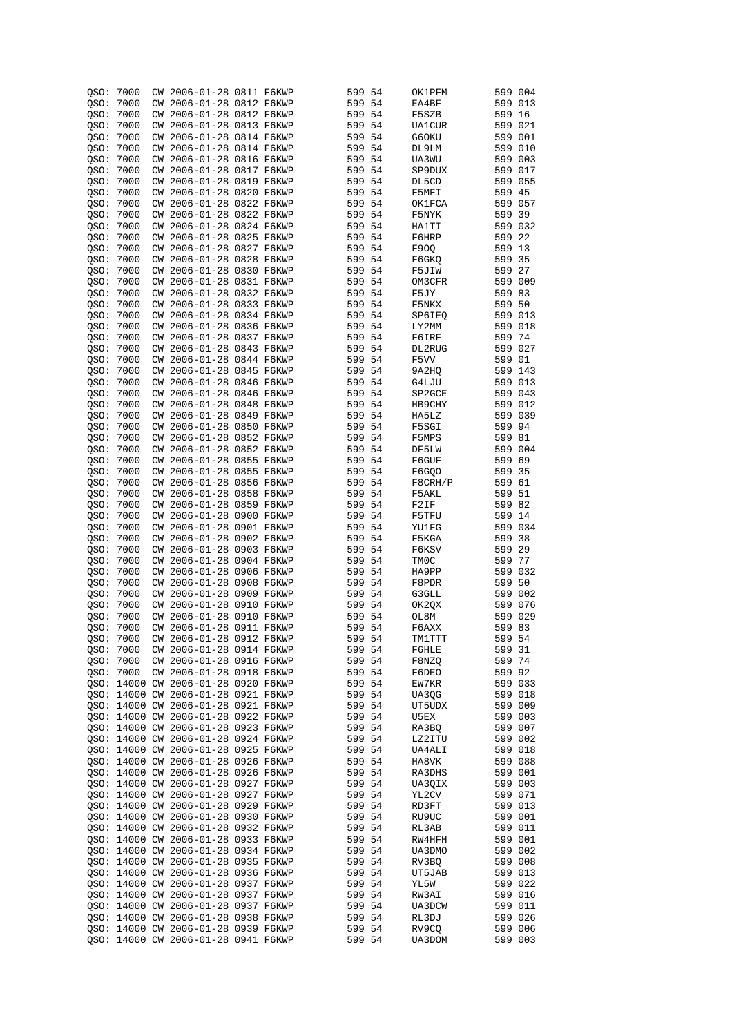```
QSO: 7000  CW 2006-01-28 0811 F6KWP         599 54      OK1PFM        599 004
QSO: 7000  CW 2006-01-28 0812 F6KWP         599 54      EA4BF         599 013
QSO: 7000  CW 2006-01-28 0812 F6KWP         599 54      F5SZB         599 16
QSO: 7000  CW 2006-01-28 0813 F6KWP         599 54      UA1CUR        599 021
QSO: 7000  CW 2006-01-28 0814 F6KWP         599 54      G6OKU         599 001
QSO: 7000  CW 2006-01-28 0814 F6KWP         599 54      DL9LM         599 010
QSO: 7000  CW 2006-01-28 0816 F6KWP         599 54      UA3WU         599 003
QSO: 7000  CW 2006-01-28 0817 F6KWP         599 54      SP9DUX        599 017
QSO: 7000  CW 2006-01-28 0819 F6KWP         599 54      DL5CD         599 055
QSO: 7000  CW 2006-01-28 0820 F6KWP         599 54      F5MFI         599 45
QSO: 7000  CW 2006-01-28 0822 F6KWP         599 54      OK1FCA        599 057
QSO: 7000  CW 2006-01-28 0822 F6KWP         599 54      F5NYK         599 39
QSO: 7000  CW 2006-01-28 0824 F6KWP         599 54      HA1TI         599 032
QSO: 7000  CW 2006-01-28 0825 F6KWP         599 54      F6HRP         599 22
QSO: 7000  CW 2006-01-28 0827 F6KWP         599 54      F9OQ          599 13
QSO: 7000  CW 2006-01-28 0828 F6KWP         599 54      F6GKQ         599 35
QSO: 7000  CW 2006-01-28 0830 F6KWP         599 54      F5JIW         599 27
QSO: 7000  CW 2006-01-28 0831 F6KWP         599 54      OM3CFR        599 009
QSO: 7000  CW 2006-01-28 0832 F6KWP         599 54      F5JY          599 83
QSO: 7000  CW 2006-01-28 0833 F6KWP         599 54      F5NKX         599 50
QSO: 7000  CW 2006-01-28 0834 F6KWP         599 54      SP6IEQ        599 013
QSO: 7000  CW 2006-01-28 0836 F6KWP         599 54      LY2MM         599 018
QSO: 7000  CW 2006-01-28 0837 F6KWP         599 54      F6IRF         599 74
QSO: 7000  CW 2006-01-28 0843 F6KWP         599 54      DL2RUG        599 027
QSO: 7000  CW 2006-01-28 0844 F6KWP         599 54      F5VV          599 01
QSO: 7000  CW 2006-01-28 0845 F6KWP         599 54      9A2HQ         599 143
QSO: 7000  CW 2006-01-28 0846 F6KWP         599 54      G4LJU         599 013
QSO: 7000  CW 2006-01-28 0846 F6KWP         599 54      SP2GCE        599 043
QSO: 7000  CW 2006-01-28 0848 F6KWP         599 54      HB9CHY        599 012
QSO: 7000  CW 2006-01-28 0849 F6KWP         599 54      HA5LZ         599 039
QSO: 7000  CW 2006-01-28 0850 F6KWP         599 54      F5SGI         599 94
QSO: 7000  CW 2006-01-28 0852 F6KWP         599 54      F5MPS         599 81
QSO: 7000  CW 2006-01-28 0852 F6KWP         599 54      DF5LW         599 004
QSO: 7000  CW 2006-01-28 0855 F6KWP         599 54      F6GUF         599 69
QSO: 7000  CW 2006-01-28 0855 F6KWP         599 54      F6GQO         599 35
QSO: 7000  CW 2006-01-28 0856 F6KWP         599 54      F8CRH/P       599 61
QSO: 7000  CW 2006-01-28 0858 F6KWP         599 54      F5AKL         599 51
QSO: 7000  CW 2006-01-28 0859 F6KWP         599 54      F2IF          599 82
QSO: 7000  CW 2006-01-28 0900 F6KWP         599 54      F5TFU         599 14
QSO: 7000  CW 2006-01-28 0901 F6KWP         599 54      YU1FG         599 034
QSO: 7000  CW 2006-01-28 0902 F6KWP         599 54      F5KGA         599 38
QSO: 7000  CW 2006-01-28 0903 F6KWP         599 54      F6KSV         599 29
QSO: 7000  CW 2006-01-28 0904 F6KWP         599 54      TM0C          599 77
QSO: 7000  CW 2006-01-28 0906 F6KWP         599 54      HA9PP         599 032
QSO: 7000  CW 2006-01-28 0908 F6KWP         599 54      F8PDR         599 50
QSO: 7000  CW 2006-01-28 0909 F6KWP         599 54      G3GLL         599 002
QSO: 7000  CW 2006-01-28 0910 F6KWP         599 54      OK2QX         599 076
QSO: 7000  CW 2006-01-28 0910 F6KWP         599 54      OL8M          599 029
QSO: 7000  CW 2006-01-28 0911 F6KWP         599 54      F6AXX         599 83
QSO: 7000  CW 2006-01-28 0912 F6KWP         599 54      TM1TTT        599 54
QSO: 7000  CW 2006-01-28 0914 F6KWP         599 54      F6HLE         599 31
QSO: 7000  CW 2006-01-28 0916 F6KWP         599 54      F8NZQ         599 74
QSO: 7000  CW 2006-01-28 0918 F6KWP         599 54      F6DEO         599 92
QSO: 14000 CW 2006-01-28 0920 F6KWP         599 54      EW7KR         599 033
QSO: 14000 CW 2006-01-28 0921 F6KWP         599 54      UA3QG         599 018
QSO: 14000 CW 2006-01-28 0921 F6KWP         599 54      UT5UDX        599 009
QSO: 14000 CW 2006-01-28 0922 F6KWP         599 54      U5EX          599 003
QSO: 14000 CW 2006-01-28 0923 F6KWP         599 54      RA3BQ         599 007
QSO: 14000 CW 2006-01-28 0924 F6KWP         599 54      LZ2ITU        599 002
QSO: 14000 CW 2006-01-28 0925 F6KWP         599 54      UA4ALI        599 018
QSO: 14000 CW 2006-01-28 0926 F6KWP         599 54      HA8VK         599 088
QSO: 14000 CW 2006-01-28 0926 F6KWP         599 54      RA3DHS        599 001
QSO: 14000 CW 2006-01-28 0927 F6KWP         599 54      UA3QIX        599 003
QSO: 14000 CW 2006-01-28 0927 F6KWP         599 54      YL2CV         599 071
QSO: 14000 CW 2006-01-28 0929 F6KWP         599 54      RD3FT         599 013
QSO: 14000 CW 2006-01-28 0930 F6KWP         599 54      RU9UC         599 001
QSO: 14000 CW 2006-01-28 0932 F6KWP         599 54      RL3AB         599 011
QSO: 14000 CW 2006-01-28 0933 F6KWP         599 54      RW4HFH        599 001
QSO: 14000 CW 2006-01-28 0934 F6KWP         599 54      UA3DMO        599 002
QSO: 14000 CW 2006-01-28 0935 F6KWP         599 54      RV3BQ         599 008
QSO: 14000 CW 2006-01-28 0936 F6KWP         599 54      UT5JAB        599 013
QSO: 14000 CW 2006-01-28 0937 F6KWP         599 54      YL5W          599 022
QSO: 14000 CW 2006-01-28 0937 F6KWP         599 54      RW3AI         599 016
QSO: 14000 CW 2006-01-28 0937 F6KWP         599 54      UA3DCW        599 011
QSO: 14000 CW 2006-01-28 0938 F6KWP         599 54      RL3DJ         599 026
QSO: 14000 CW 2006-01-28 0939 F6KWP         599 54      RV9CQ         599 006
QSO: 14000 CW 2006-01-28 0941 F6KWP         599 54      UA3DOM        599 003
```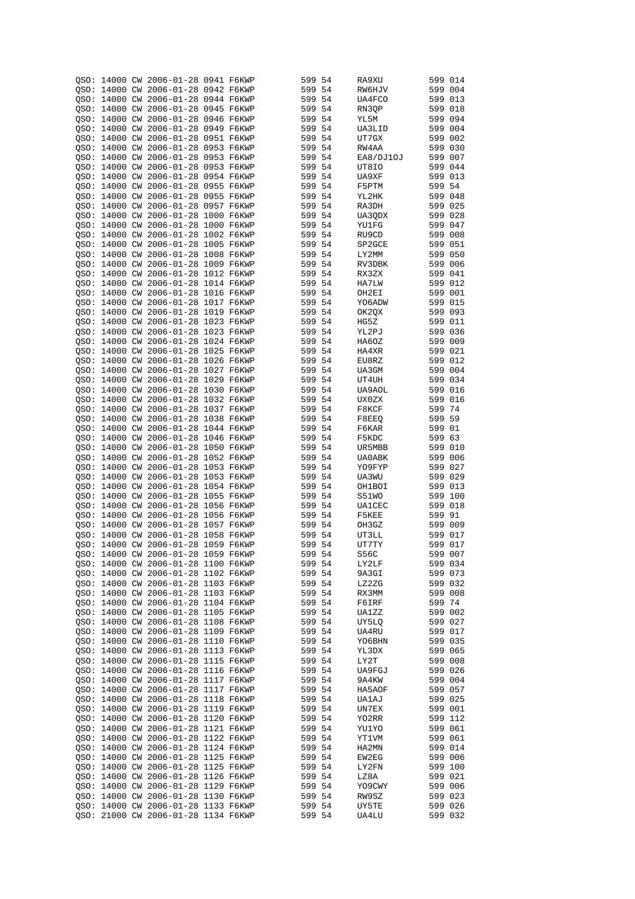```
QSO: 14000 CW 2006-01-28 0941 F6KWP         599 54      RA9XU         599 014
QSO: 14000 CW 2006-01-28 0942 F6KWP         599 54      RW6HJV        599 004
QSO: 14000 CW 2006-01-28 0944 F6KWP         599 54      UA4FCO        599 013
QSO: 14000 CW 2006-01-28 0945 F6KWP         599 54      RN3QP         599 018
QSO: 14000 CW 2006-01-28 0946 F6KWP         599 54      YL5M          599 094
QSO: 14000 CW 2006-01-28 0949 F6KWP         599 54      UA3LID        599 004
QSO: 14000 CW 2006-01-28 0951 F6KWP         599 54      UT7GX         599 002
QSO: 14000 CW 2006-01-28 0953 F6KWP         599 54      RW4AA         599 030
QSO: 14000 CW 2006-01-28 0953 F6KWP         599 54      EA8/DJ1OJ     599 007
QSO: 14000 CW 2006-01-28 0953 F6KWP         599 54      UT8IO         599 044
QSO: 14000 CW 2006-01-28 0954 F6KWP         599 54      UA9XF         599 013
QSO: 14000 CW 2006-01-28 0955 F6KWP         599 54      F5PTM         599 54
QSO: 14000 CW 2006-01-28 0955 F6KWP         599 54      YL2HK         599 048
QSO: 14000 CW 2006-01-28 0957 F6KWP         599 54      RA3DH         599 025
QSO: 14000 CW 2006-01-28 1000 F6KWP         599 54      UA3QDX        599 028
QSO: 14000 CW 2006-01-28 1000 F6KWP         599 54      YU1FG         599 047
QSO: 14000 CW 2006-01-28 1002 F6KWP         599 54      RU9CD         599 008
QSO: 14000 CW 2006-01-28 1005 F6KWP         599 54      SP2GCE        599 051
QSO: 14000 CW 2006-01-28 1008 F6KWP         599 54      LY2MM         599 050
QSO: 14000 CW 2006-01-28 1009 F6KWP         599 54      RV3DBK        599 006
QSO: 14000 CW 2006-01-28 1012 F6KWP         599 54      RX3ZX         599 041
QSO: 14000 CW 2006-01-28 1014 F6KWP         599 54      HA7LW         599 012
QSO: 14000 CW 2006-01-28 1016 F6KWP         599 54      OH2EI         599 001
QSO: 14000 CW 2006-01-28 1017 F6KWP         599 54      YO6ADW        599 015
QSO: 14000 CW 2006-01-28 1019 F6KWP         599 54      OK2QX         599 093
QSO: 14000 CW 2006-01-28 1023 F6KWP         599 54      HG5Z          599 011
QSO: 14000 CW 2006-01-28 1023 F6KWP         599 54      YL2PJ         599 036
QSO: 14000 CW 2006-01-28 1024 F6KWP         599 54      HA6OZ         599 009
QSO: 14000 CW 2006-01-28 1025 F6KWP         599 54      HA4XR         599 021
QSO: 14000 CW 2006-01-28 1026 F6KWP         599 54      EU8RZ         599 012
QSO: 14000 CW 2006-01-28 1027 F6KWP         599 54      UA3GM         599 004
QSO: 14000 CW 2006-01-28 1029 F6KWP         599 54      UT4UH         599 034
QSO: 14000 CW 2006-01-28 1030 F6KWP         599 54      UA9AOL        599 016
QSO: 14000 CW 2006-01-28 1032 F6KWP         599 54      UX0ZX         599 016
QSO: 14000 CW 2006-01-28 1037 F6KWP         599 54      F8KCF         599 74
QSO: 14000 CW 2006-01-28 1038 F6KWP         599 54      F8EEQ         599 59
QSO: 14000 CW 2006-01-28 1044 F6KWP         599 54      F6KAR         599 01
QSO: 14000 CW 2006-01-28 1046 F6KWP         599 54      F5KDC         599 63
QSO: 14000 CW 2006-01-28 1050 F6KWP         599 54      UR5MBB        599 010
QSO: 14000 CW 2006-01-28 1052 F6KWP         599 54      UA0ABK        599 006
QSO: 14000 CW 2006-01-28 1053 F6KWP         599 54      YO9FYP        599 027
QSO: 14000 CW 2006-01-28 1053 F6KWP         599 54      UA3WU         599 029
QSO: 14000 CW 2006-01-28 1054 F6KWP         599 54      OH1BOI        599 013
QSO: 14000 CW 2006-01-28 1055 F6KWP         599 54      S51WO         599 100
QSO: 14000 CW 2006-01-28 1056 F6KWP         599 54      UA1CEC        599 018
QSO: 14000 CW 2006-01-28 1056 F6KWP         599 54      F5KEE         599 91
QSO: 14000 CW 2006-01-28 1057 F6KWP         599 54      OH3GZ         599 009
QSO: 14000 CW 2006-01-28 1058 F6KWP         599 54      UT3LL         599 017
QSO: 14000 CW 2006-01-28 1059 F6KWP         599 54      UT7TY         599 017
QSO: 14000 CW 2006-01-28 1059 F6KWP         599 54      S56C          599 007
QSO: 14000 CW 2006-01-28 1100 F6KWP         599 54      LY2LF         599 034
QSO: 14000 CW 2006-01-28 1102 F6KWP         599 54      9A3GI         599 073
QSO: 14000 CW 2006-01-28 1103 F6KWP         599 54      LZ2ZG         599 032
QSO: 14000 CW 2006-01-28 1103 F6KWP         599 54      RX3MM         599 008
QSO: 14000 CW 2006-01-28 1104 F6KWP         599 54      F6IRF         599 74
QSO: 14000 CW 2006-01-28 1105 F6KWP         599 54      UA1ZZ         599 002
QSO: 14000 CW 2006-01-28 1108 F6KWP         599 54      UY5LQ         599 027
QSO: 14000 CW 2006-01-28 1109 F6KWP         599 54      UA4RU         599 017
QSO: 14000 CW 2006-01-28 1110 F6KWP         599 54      YO6BHN        599 035
QSO: 14000 CW 2006-01-28 1113 F6KWP         599 54      YL3DX         599 065
QSO: 14000 CW 2006-01-28 1115 F6KWP         599 54      LY2T          599 008
QSO: 14000 CW 2006-01-28 1116 F6KWP         599 54      UA9FGJ        599 026
QSO: 14000 CW 2006-01-28 1117 F6KWP         599 54      9A4KW         599 004
QSO: 14000 CW 2006-01-28 1117 F6KWP         599 54      HA5AOF        599 057
QSO: 14000 CW 2006-01-28 1118 F6KWP         599 54      UA1AJ         599 025
QSO: 14000 CW 2006-01-28 1119 F6KWP         599 54      UN7EX         599 001
QSO: 14000 CW 2006-01-28 1120 F6KWP         599 54      YO2RR         599 112
QSO: 14000 CW 2006-01-28 1121 F6KWP         599 54      YU1YO         599 061
QSO: 14000 CW 2006-01-28 1122 F6KWP         599 54      YT1VM         599 061
QSO: 14000 CW 2006-01-28 1124 F6KWP         599 54      HA2MN         599 014
QSO: 14000 CW 2006-01-28 1125 F6KWP         599 54      EW2EG         599 006
QSO: 14000 CW 2006-01-28 1125 F6KWP         599 54      LY2FN         599 100
QSO: 14000 CW 2006-01-28 1126 F6KWP         599 54      LZ8A          599 021
QSO: 14000 CW 2006-01-28 1129 F6KWP         599 54      YO9CWY        599 006
QSO: 14000 CW 2006-01-28 1130 F6KWP         599 54      RW9SZ         599 023
QSO: 14000 CW 2006-01-28 1133 F6KWP         599 54      UY5TE         599 026
QSO: 21000 CW 2006-01-28 1134 F6KWP         599 54      UA4LU         599 032
```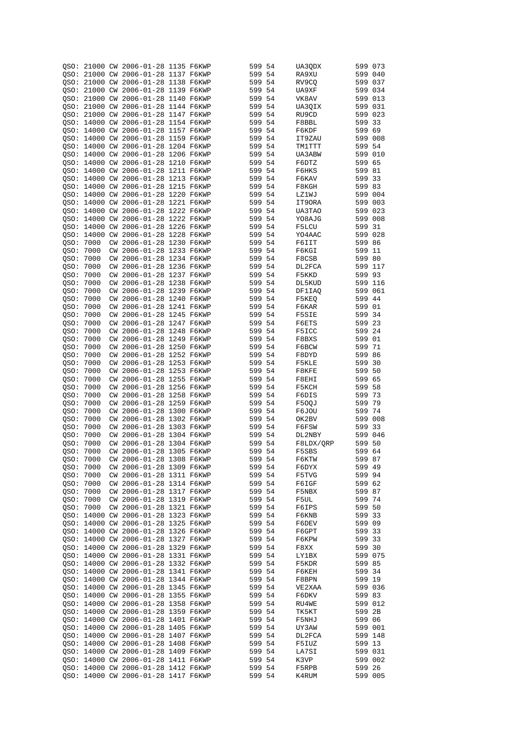```
QSO: 21000 CW 2006-01-28 1135 F6KWP         599 54      UA3QDX        599 073
QSO: 21000 CW 2006-01-28 1137 F6KWP         599 54      RA9XU         599 040
QSO: 21000 CW 2006-01-28 1138 F6KWP         599 54      RV9CQ         599 037
QSO: 21000 CW 2006-01-28 1139 F6KWP         599 54      UA9XF         599 034
QSO: 21000 CW 2006-01-28 1140 F6KWP         599 54      VK8AV         599 013
QSO: 21000 CW 2006-01-28 1144 F6KWP         599 54      UA3QIX        599 031
QSO: 21000 CW 2006-01-28 1147 F6KWP         599 54      RU9CD         599 023
QSO: 14000 CW 2006-01-28 1154 F6KWP         599 54      F8BBL         599 33
QSO: 14000 CW 2006-01-28 1157 F6KWP         599 54      F6KDF         599 69
QSO: 14000 CW 2006-01-28 1159 F6KWP         599 54      IT9ZAU        599 008
QSO: 14000 CW 2006-01-28 1204 F6KWP         599 54      TM1TTT        599 54
QSO: 14000 CW 2006-01-28 1206 F6KWP         599 54      UA3ABW        599 010
QSO: 14000 CW 2006-01-28 1210 F6KWP         599 54      F6DTZ         599 65
QSO: 14000 CW 2006-01-28 1211 F6KWP         599 54      F6HKS         599 81
QSO: 14000 CW 2006-01-28 1213 F6KWP         599 54      F6KAV         599 33
QSO: 14000 CW 2006-01-28 1215 F6KWP         599 54      F8KGH         599 83
QSO: 14000 CW 2006-01-28 1220 F6KWP         599 54      LZ1WJ         599 004
QSO: 14000 CW 2006-01-28 1221 F6KWP         599 54      IT9ORA        599 003
QSO: 14000 CW 2006-01-28 1222 F6KWP         599 54      UA3TAO        599 023
QSO: 14000 CW 2006-01-28 1222 F6KWP         599 54      YO8AJG        599 008
QSO: 14000 CW 2006-01-28 1226 F6KWP         599 54      F5LCU         599 31
QSO: 14000 CW 2006-01-28 1228 F6KWP         599 54      YO4AAC        599 028
QSO: 7000  CW 2006-01-28 1230 F6KWP         599 54      F6IIT         599 86
QSO: 7000  CW 2006-01-28 1233 F6KWP         599 54      F6KGI         599 11
QSO: 7000  CW 2006-01-28 1234 F6KWP         599 54      F8CSB         599 80
QSO: 7000  CW 2006-01-28 1236 F6KWP         599 54      DL2FCA        599 117
QSO: 7000  CW 2006-01-28 1237 F6KWP         599 54      F5KKD         599 93
QSO: 7000  CW 2006-01-28 1238 F6KWP         599 54      DL5KUD        599 116
QSO: 7000  CW 2006-01-28 1239 F6KWP         599 54      DF1IAQ        599 061
QSO: 7000  CW 2006-01-28 1240 F6KWP         599 54      F5KEQ         599 44
QSO: 7000  CW 2006-01-28 1241 F6KWP         599 54      F6KAR         599 01
QSO: 7000  CW 2006-01-28 1245 F6KWP         599 54      F5SIE         599 34
QSO: 7000  CW 2006-01-28 1247 F6KWP         599 54      F6ETS         599 23
QSO: 7000  CW 2006-01-28 1248 F6KWP         599 54      F5ICC         599 24
QSO: 7000  CW 2006-01-28 1249 F6KWP         599 54      F8BXS         599 01
QSO: 7000  CW 2006-01-28 1250 F6KWP         599 54      F6BCW         599 71
QSO: 7000  CW 2006-01-28 1252 F6KWP         599 54      F8DYD         599 86
QSO: 7000  CW 2006-01-28 1253 F6KWP         599 54      F5KLE         599 30
QSO: 7000  CW 2006-01-28 1253 F6KWP         599 54      F8KFE         599 50
QSO: 7000  CW 2006-01-28 1255 F6KWP         599 54      F8EHI         599 65
QSO: 7000  CW 2006-01-28 1256 F6KWP         599 54      F5KCH         599 58
QSO: 7000  CW 2006-01-28 1258 F6KWP         599 54      F6DIS         599 73
QSO: 7000  CW 2006-01-28 1259 F6KWP         599 54      F5OQJ         599 79
QSO: 7000  CW 2006-01-28 1300 F6KWP         599 54      F6JOU         599 74
QSO: 7000  CW 2006-01-28 1302 F6KWP         599 54      OK2BV         599 008
QSO: 7000  CW 2006-01-28 1303 F6KWP         599 54      F6FSW         599 33
QSO: 7000  CW 2006-01-28 1304 F6KWP         599 54      DL2NBY        599 046
QSO: 7000  CW 2006-01-28 1304 F6KWP         599 54      F8LDX/QRP     599 50
QSO: 7000  CW 2006-01-28 1305 F6KWP         599 54      F5SBS         599 64
QSO: 7000  CW 2006-01-28 1308 F6KWP         599 54      F6KTW         599 87
QSO: 7000  CW 2006-01-28 1309 F6KWP         599 54      F6DYX         599 49
QSO: 7000  CW 2006-01-28 1311 F6KWP         599 54      F5TVG         599 94
QSO: 7000  CW 2006-01-28 1314 F6KWP         599 54      F6IGF         599 62
QSO: 7000  CW 2006-01-28 1317 F6KWP         599 54      F5NBX         599 87
QSO: 7000  CW 2006-01-28 1319 F6KWP         599 54      F5UL          599 74
QSO: 7000  CW 2006-01-28 1321 F6KWP         599 54      F6IPS         599 50
QSO: 14000 CW 2006-01-28 1323 F6KWP         599 54      F6KNB         599 33
QSO: 14000 CW 2006-01-28 1325 F6KWP         599 54      F6DEV         599 09
QSO: 14000 CW 2006-01-28 1326 F6KWP         599 54      F6GPT         599 33
QSO: 14000 CW 2006-01-28 1327 F6KWP         599 54      F6KPW         599 33
QSO: 14000 CW 2006-01-28 1329 F6KWP         599 54      F8XX          599 30
QSO: 14000 CW 2006-01-28 1331 F6KWP         599 54      LY1BX         599 075
QSO: 14000 CW 2006-01-28 1332 F6KWP         599 54      F5KDR         599 85
QSO: 14000 CW 2006-01-28 1341 F6KWP         599 54      F6KEH         599 34
QSO: 14000 CW 2006-01-28 1344 F6KWP         599 54      F8BPN         599 19
QSO: 14000 CW 2006-01-28 1345 F6KWP         599 54      VE2XAA        599 036
QSO: 14000 CW 2006-01-28 1355 F6KWP         599 54      F6DKV         599 83
QSO: 14000 CW 2006-01-28 1358 F6KWP         599 54      RU4WE         599 012
QSO: 14000 CW 2006-01-28 1359 F6KWP         599 54      TK5KT         599 2B
QSO: 14000 CW 2006-01-28 1401 F6KWP         599 54      F5NHJ         599 06
QSO: 14000 CW 2006-01-28 1405 F6KWP         599 54      UY3AW         599 001
QSO: 14000 CW 2006-01-28 1407 F6KWP         599 54      DL2FCA        599 148
QSO: 14000 CW 2006-01-28 1408 F6KWP         599 54      F5IUZ         599 13
QSO: 14000 CW 2006-01-28 1409 F6KWP         599 54      LA7SI         599 031
QSO: 14000 CW 2006-01-28 1411 F6KWP         599 54      K3VP          599 002
QSO: 14000 CW 2006-01-28 1412 F6KWP         599 54      F5RPB         599 26
QSO: 14000 CW 2006-01-28 1417 F6KWP         599 54      K4RUM         599 005
```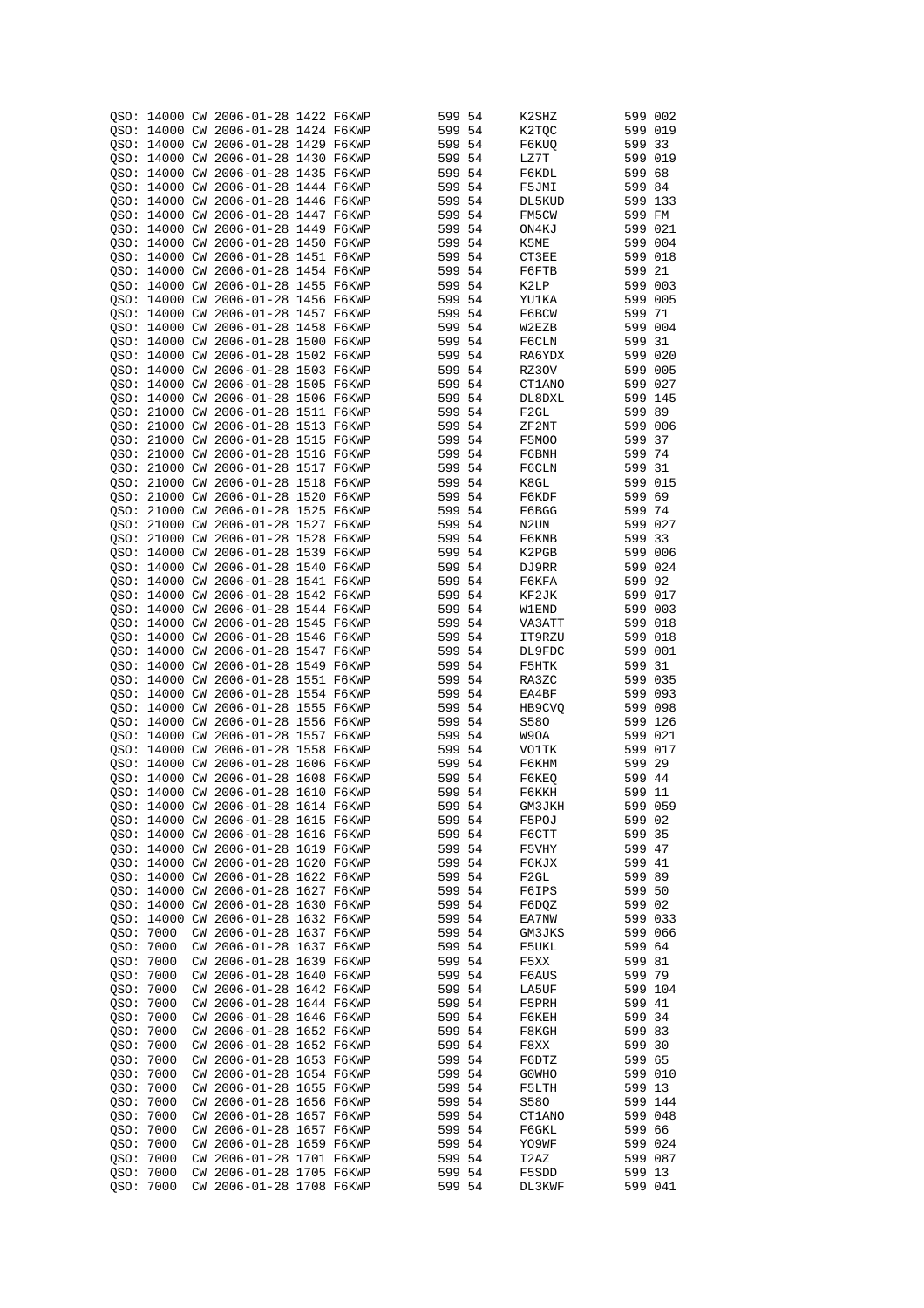```
QSO: 14000 CW 2006-01-28 1422 F6KWP         599 54      K2SHZ         599 002
QSO: 14000 CW 2006-01-28 1424 F6KWP         599 54      K2TQC         599 019
QSO: 14000 CW 2006-01-28 1429 F6KWP         599 54      F6KUQ         599 33
QSO: 14000 CW 2006-01-28 1430 F6KWP         599 54      LZ7T          599 019
QSO: 14000 CW 2006-01-28 1435 F6KWP         599 54      F6KDL         599 68
QSO: 14000 CW 2006-01-28 1444 F6KWP         599 54      F5JMI         599 84
QSO: 14000 CW 2006-01-28 1446 F6KWP         599 54      DL5KUD        599 133
QSO: 14000 CW 2006-01-28 1447 F6KWP         599 54      FM5CW         599 FM
QSO: 14000 CW 2006-01-28 1449 F6KWP         599 54      ON4KJ         599 021
QSO: 14000 CW 2006-01-28 1450 F6KWP         599 54      K5ME          599 004
QSO: 14000 CW 2006-01-28 1451 F6KWP         599 54      CT3EE         599 018
QSO: 14000 CW 2006-01-28 1454 F6KWP         599 54      F6FTB         599 21
QSO: 14000 CW 2006-01-28 1455 F6KWP         599 54      K2LP          599 003
QSO: 14000 CW 2006-01-28 1456 F6KWP         599 54      YU1KA         599 005
QSO: 14000 CW 2006-01-28 1457 F6KWP         599 54      F6BCW         599 71
QSO: 14000 CW 2006-01-28 1458 F6KWP         599 54      W2EZB         599 004
QSO: 14000 CW 2006-01-28 1500 F6KWP         599 54      F6CLN         599 31
QSO: 14000 CW 2006-01-28 1502 F6KWP         599 54      RA6YDX        599 020
QSO: 14000 CW 2006-01-28 1503 F6KWP         599 54      RZ3OV         599 005
QSO: 14000 CW 2006-01-28 1505 F6KWP         599 54      CT1ANO        599 027
QSO: 14000 CW 2006-01-28 1506 F6KWP         599 54      DL8DXL        599 145
QSO: 21000 CW 2006-01-28 1511 F6KWP         599 54      F2GL          599 89
QSO: 21000 CW 2006-01-28 1513 F6KWP         599 54      ZF2NT         599 006
QSO: 21000 CW 2006-01-28 1515 F6KWP         599 54      F5MOO         599 37
QSO: 21000 CW 2006-01-28 1516 F6KWP         599 54      F6BNH         599 74
QSO: 21000 CW 2006-01-28 1517 F6KWP         599 54      F6CLN         599 31
QSO: 21000 CW 2006-01-28 1518 F6KWP         599 54      K8GL          599 015
QSO: 21000 CW 2006-01-28 1520 F6KWP         599 54      F6KDF         599 69
QSO: 21000 CW 2006-01-28 1525 F6KWP         599 54      F6BGG         599 74
QSO: 21000 CW 2006-01-28 1527 F6KWP         599 54      N2UN          599 027
QSO: 21000 CW 2006-01-28 1528 F6KWP         599 54      F6KNB         599 33
QSO: 14000 CW 2006-01-28 1539 F6KWP         599 54      K2PGB         599 006
QSO: 14000 CW 2006-01-28 1540 F6KWP         599 54      DJ9RR         599 024
QSO: 14000 CW 2006-01-28 1541 F6KWP         599 54      F6KFA         599 92
QSO: 14000 CW 2006-01-28 1542 F6KWP         599 54      KF2JK         599 017
QSO: 14000 CW 2006-01-28 1544 F6KWP         599 54      W1END         599 003
QSO: 14000 CW 2006-01-28 1545 F6KWP         599 54      VA3ATT        599 018
QSO: 14000 CW 2006-01-28 1546 F6KWP         599 54      IT9RZU        599 018
QSO: 14000 CW 2006-01-28 1547 F6KWP         599 54      DL9FDC        599 001
QSO: 14000 CW 2006-01-28 1549 F6KWP         599 54      F5HTK         599 31
QSO: 14000 CW 2006-01-28 1551 F6KWP         599 54      RA3ZC         599 035
QSO: 14000 CW 2006-01-28 1554 F6KWP         599 54      EA4BF         599 093
QSO: 14000 CW 2006-01-28 1555 F6KWP         599 54      HB9CVQ        599 098
QSO: 14000 CW 2006-01-28 1556 F6KWP         599 54      S58O          599 126
QSO: 14000 CW 2006-01-28 1557 F6KWP         599 54      W9OA          599 021
QSO: 14000 CW 2006-01-28 1558 F6KWP         599 54      VO1TK         599 017
QSO: 14000 CW 2006-01-28 1606 F6KWP         599 54      F6KHM         599 29
QSO: 14000 CW 2006-01-28 1608 F6KWP         599 54      F6KEQ         599 44
QSO: 14000 CW 2006-01-28 1610 F6KWP         599 54      F6KKH         599 11
QSO: 14000 CW 2006-01-28 1614 F6KWP         599 54      GM3JKH        599 059
QSO: 14000 CW 2006-01-28 1615 F6KWP         599 54      F5POJ         599 02
QSO: 14000 CW 2006-01-28 1616 F6KWP         599 54      F6CTT         599 35
QSO: 14000 CW 2006-01-28 1619 F6KWP         599 54      F5VHY         599 47
QSO: 14000 CW 2006-01-28 1620 F6KWP         599 54      F6KJX         599 41
QSO: 14000 CW 2006-01-28 1622 F6KWP         599 54      F2GL          599 89
QSO: 14000 CW 2006-01-28 1627 F6KWP         599 54      F6IPS         599 50
QSO: 14000 CW 2006-01-28 1630 F6KWP         599 54      F6DQZ         599 02
QSO: 14000 CW 2006-01-28 1632 F6KWP         599 54      EA7NW         599 033
QSO: 7000  CW 2006-01-28 1637 F6KWP         599 54      GM3JKS        599 066
QSO: 7000  CW 2006-01-28 1637 F6KWP         599 54      F5UKL         599 64
QSO: 7000  CW 2006-01-28 1639 F6KWP         599 54      F5XX          599 81
QSO: 7000  CW 2006-01-28 1640 F6KWP         599 54      F6AUS         599 79
QSO: 7000  CW 2006-01-28 1642 F6KWP         599 54      LA5UF         599 104
QSO: 7000  CW 2006-01-28 1644 F6KWP         599 54      F5PRH         599 41
QSO: 7000  CW 2006-01-28 1646 F6KWP         599 54      F6KEH         599 34
QSO: 7000  CW 2006-01-28 1652 F6KWP         599 54      F8KGH         599 83
QSO: 7000  CW 2006-01-28 1652 F6KWP         599 54      F8XX          599 30
QSO: 7000  CW 2006-01-28 1653 F6KWP         599 54      F6DTZ         599 65
QSO: 7000  CW 2006-01-28 1654 F6KWP         599 54      G0WHO         599 010
QSO: 7000  CW 2006-01-28 1655 F6KWP         599 54      F5LTH         599 13
QSO: 7000  CW 2006-01-28 1656 F6KWP         599 54      S58O          599 144
QSO: 7000  CW 2006-01-28 1657 F6KWP         599 54      CT1ANO        599 048
QSO: 7000  CW 2006-01-28 1657 F6KWP         599 54      F6GKL         599 66
QSO: 7000  CW 2006-01-28 1659 F6KWP         599 54      YO9WF         599 024
QSO: 7000  CW 2006-01-28 1701 F6KWP         599 54      I2AZ          599 087
QSO: 7000  CW 2006-01-28 1705 F6KWP         599 54      F5SDD         599 13
QSO: 7000  CW 2006-01-28 1708 F6KWP         599 54      DL3KWF        599 041
```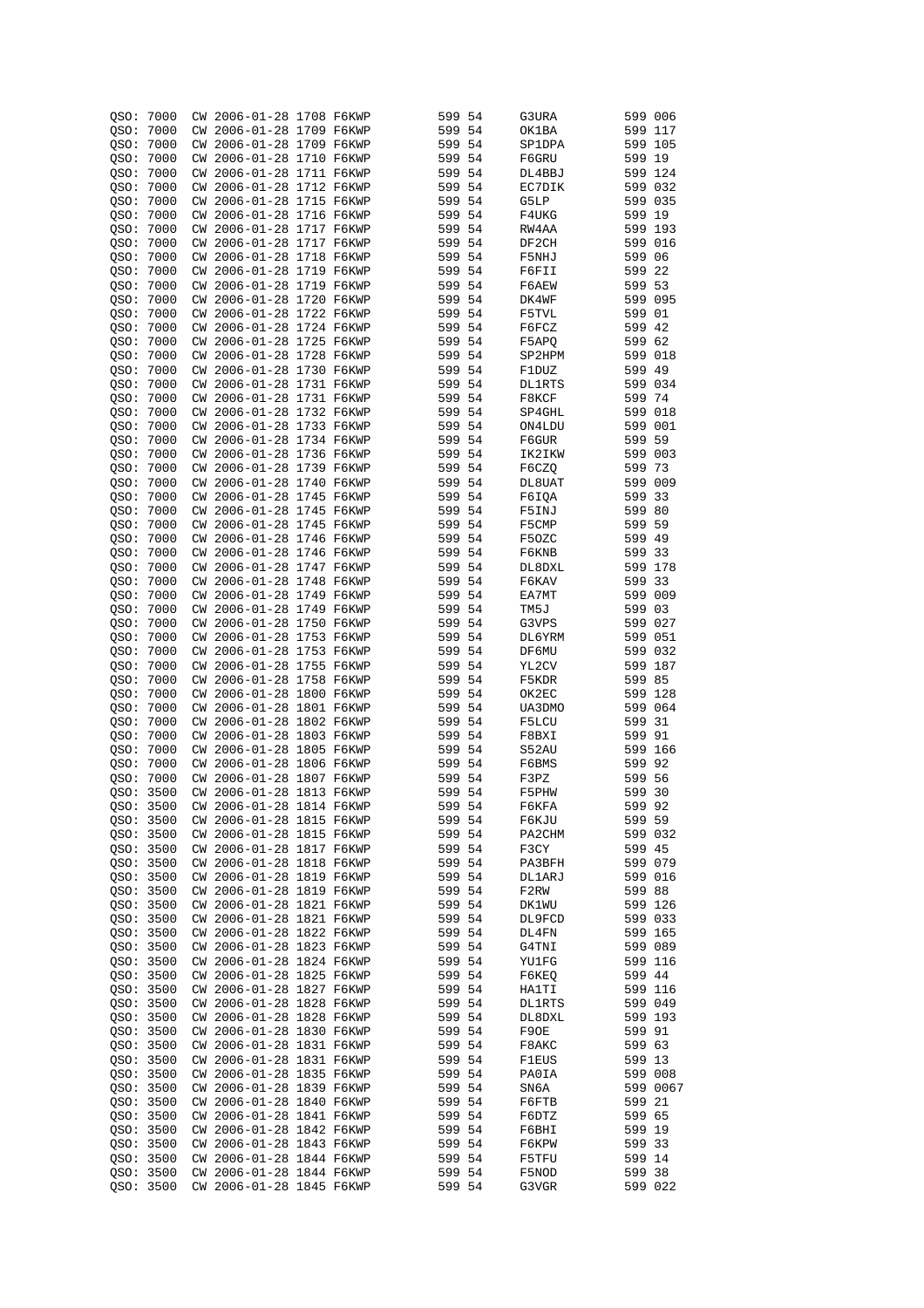```
QSO: 7000  CW 2006-01-28 1708 F6KWP         599 54      G3URA         599 006
QSO: 7000  CW 2006-01-28 1709 F6KWP         599 54      OK1BA         599 117
QSO: 7000  CW 2006-01-28 1709 F6KWP         599 54      SP1DPA        599 105
QSO: 7000  CW 2006-01-28 1710 F6KWP         599 54      F6GRU         599 19
QSO: 7000  CW 2006-01-28 1711 F6KWP         599 54      DL4BBJ        599 124
QSO: 7000  CW 2006-01-28 1712 F6KWP         599 54      EC7DIK        599 032
QSO: 7000  CW 2006-01-28 1715 F6KWP         599 54      G5LP          599 035
QSO: 7000  CW 2006-01-28 1716 F6KWP         599 54      F4UKG         599 19
QSO: 7000  CW 2006-01-28 1717 F6KWP         599 54      RW4AA         599 193
QSO: 7000  CW 2006-01-28 1717 F6KWP         599 54      DF2CH         599 016
QSO: 7000  CW 2006-01-28 1718 F6KWP         599 54      F5NHJ         599 06
QSO: 7000  CW 2006-01-28 1719 F6KWP         599 54      F6FII         599 22
QSO: 7000  CW 2006-01-28 1719 F6KWP         599 54      F6AEW         599 53
QSO: 7000  CW 2006-01-28 1720 F6KWP         599 54      DK4WF         599 095
QSO: 7000  CW 2006-01-28 1722 F6KWP         599 54      F5TVL         599 01
QSO: 7000  CW 2006-01-28 1724 F6KWP         599 54      F6FCZ         599 42
QSO: 7000  CW 2006-01-28 1725 F6KWP         599 54      F5APQ         599 62
QSO: 7000  CW 2006-01-28 1728 F6KWP         599 54      SP2HPM        599 018
QSO: 7000  CW 2006-01-28 1730 F6KWP         599 54      F1DUZ         599 49
QSO: 7000  CW 2006-01-28 1731 F6KWP         599 54      DL1RTS        599 034
QSO: 7000  CW 2006-01-28 1731 F6KWP         599 54      F8KCF         599 74
QSO: 7000  CW 2006-01-28 1732 F6KWP         599 54      SP4GHL        599 018
QSO: 7000  CW 2006-01-28 1733 F6KWP         599 54      ON4LDU        599 001
QSO: 7000  CW 2006-01-28 1734 F6KWP         599 54      F6GUR         599 59
QSO: 7000  CW 2006-01-28 1736 F6KWP         599 54      IK2IKW        599 003
QSO: 7000  CW 2006-01-28 1739 F6KWP         599 54      F6CZQ         599 73
QSO: 7000  CW 2006-01-28 1740 F6KWP         599 54      DL8UAT        599 009
QSO: 7000  CW 2006-01-28 1745 F6KWP         599 54      F6IQA         599 33
QSO: 7000  CW 2006-01-28 1745 F6KWP         599 54      F5INJ         599 80
QSO: 7000  CW 2006-01-28 1745 F6KWP         599 54      F5CMP         599 59
QSO: 7000  CW 2006-01-28 1746 F6KWP         599 54      F5OZC         599 49
QSO: 7000  CW 2006-01-28 1746 F6KWP         599 54      F6KNB         599 33
QSO: 7000  CW 2006-01-28 1747 F6KWP         599 54      DL8DXL        599 178
QSO: 7000  CW 2006-01-28 1748 F6KWP         599 54      F6KAV         599 33
QSO: 7000  CW 2006-01-28 1749 F6KWP         599 54      EA7MT         599 009
QSO: 7000  CW 2006-01-28 1749 F6KWP         599 54      TM5J          599 03
QSO: 7000  CW 2006-01-28 1750 F6KWP         599 54      G3VPS         599 027
QSO: 7000  CW 2006-01-28 1753 F6KWP         599 54      DL6YRM        599 051
QSO: 7000  CW 2006-01-28 1753 F6KWP         599 54      DF6MU         599 032
QSO: 7000  CW 2006-01-28 1755 F6KWP         599 54      YL2CV         599 187
QSO: 7000  CW 2006-01-28 1758 F6KWP         599 54      F5KDR         599 85
QSO: 7000  CW 2006-01-28 1800 F6KWP         599 54      OK2EC         599 128
QSO: 7000  CW 2006-01-28 1801 F6KWP         599 54      UA3DMO        599 064
QSO: 7000  CW 2006-01-28 1802 F6KWP         599 54      F5LCU         599 31
QSO: 7000  CW 2006-01-28 1803 F6KWP         599 54      F8BXI         599 91
QSO: 7000  CW 2006-01-28 1805 F6KWP         599 54      S52AU         599 166
QSO: 7000  CW 2006-01-28 1806 F6KWP         599 54      F6BMS         599 92
QSO: 7000  CW 2006-01-28 1807 F6KWP         599 54      F3PZ          599 56
QSO: 3500  CW 2006-01-28 1813 F6KWP         599 54      F5PHW         599 30
QSO: 3500  CW 2006-01-28 1814 F6KWP         599 54      F6KFA         599 92
QSO: 3500  CW 2006-01-28 1815 F6KWP         599 54      F6KJU         599 59
QSO: 3500  CW 2006-01-28 1815 F6KWP         599 54      PA2CHM        599 032
QSO: 3500  CW 2006-01-28 1817 F6KWP         599 54      F3CY          599 45
QSO: 3500  CW 2006-01-28 1818 F6KWP         599 54      PA3BFH        599 079
QSO: 3500  CW 2006-01-28 1819 F6KWP         599 54      DL1ARJ        599 016
QSO: 3500  CW 2006-01-28 1819 F6KWP         599 54      F2RW          599 88
QSO: 3500  CW 2006-01-28 1821 F6KWP         599 54      DK1WU         599 126
QSO: 3500  CW 2006-01-28 1821 F6KWP         599 54      DL9FCD        599 033
QSO: 3500  CW 2006-01-28 1822 F6KWP         599 54      DL4FN         599 165
QSO: 3500  CW 2006-01-28 1823 F6KWP         599 54      G4TNI         599 089
QSO: 3500  CW 2006-01-28 1824 F6KWP         599 54      YU1FG         599 116
QSO: 3500  CW 2006-01-28 1825 F6KWP         599 54      F6KEQ         599 44
QSO: 3500  CW 2006-01-28 1827 F6KWP         599 54      HA1TI         599 116
QSO: 3500  CW 2006-01-28 1828 F6KWP         599 54      DL1RTS        599 049
QSO: 3500  CW 2006-01-28 1828 F6KWP         599 54      DL8DXL        599 193
QSO: 3500  CW 2006-01-28 1830 F6KWP         599 54      F9OE          599 91
QSO: 3500  CW 2006-01-28 1831 F6KWP         599 54      F8AKC         599 63
QSO: 3500  CW 2006-01-28 1831 F6KWP         599 54      F1EUS         599 13
QSO: 3500  CW 2006-01-28 1835 F6KWP         599 54      PA0IA         599 008
QSO: 3500  CW 2006-01-28 1839 F6KWP         599 54      SN6A          599 0067
QSO: 3500  CW 2006-01-28 1840 F6KWP         599 54      F6FTB         599 21
QSO: 3500  CW 2006-01-28 1841 F6KWP         599 54      F6DTZ         599 65
QSO: 3500  CW 2006-01-28 1842 F6KWP         599 54      F6BHI         599 19
QSO: 3500  CW 2006-01-28 1843 F6KWP         599 54      F6KPW         599 33
QSO: 3500  CW 2006-01-28 1844 F6KWP         599 54      F5TFU         599 14
QSO: 3500  CW 2006-01-28 1844 F6KWP         599 54      F5NOD         599 38
QSO: 3500  CW 2006-01-28 1845 F6KWP         599 54      G3VGR         599 022
```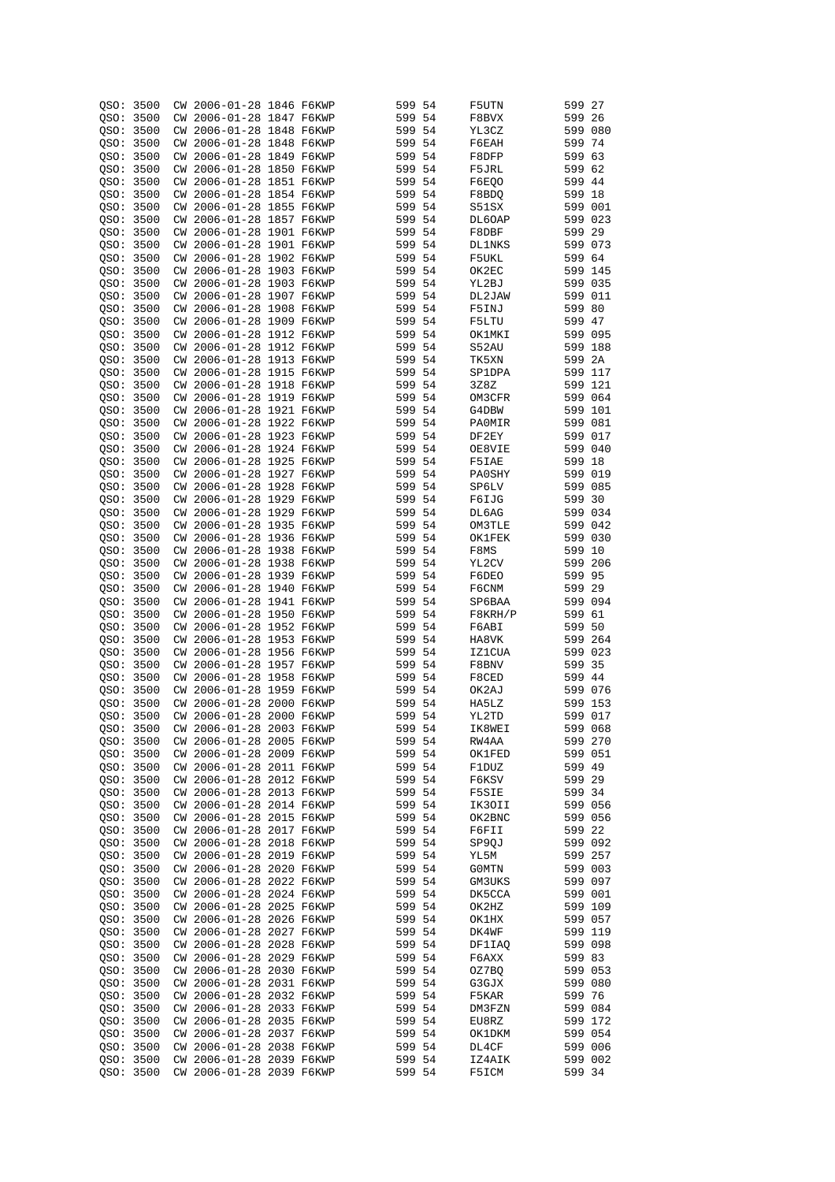```
QSO: 3500   CW 2006-01-28 1846 F6KWP         599 54      F5UTN          599 27
QSO: 3500   CW 2006-01-28 1847 F6KWP         599 54      F8BVX          599 26
QSO: 3500   CW 2006-01-28 1848 F6KWP         599 54      YL3CZ          599 080
QSO: 3500   CW 2006-01-28 1848 F6KWP         599 54      F6EAH          599 74
QSO: 3500   CW 2006-01-28 1849 F6KWP         599 54      F8DFP          599 63
QSO: 3500   CW 2006-01-28 1850 F6KWP         599 54      F5JRL          599 62
QSO: 3500   CW 2006-01-28 1851 F6KWP         599 54      F6EQO          599 44
QSO: 3500   CW 2006-01-28 1854 F6KWP         599 54      F8BDQ          599 18
QSO: 3500   CW 2006-01-28 1855 F6KWP         599 54      S51SX          599 001
QSO: 3500   CW 2006-01-28 1857 F6KWP         599 54      DL6OAP         599 023
QSO: 3500   CW 2006-01-28 1901 F6KWP         599 54      F8DBF          599 29
QSO: 3500   CW 2006-01-28 1901 F6KWP         599 54      DL1NKS         599 073
QSO: 3500   CW 2006-01-28 1902 F6KWP         599 54      F5UKL          599 64
QSO: 3500   CW 2006-01-28 1903 F6KWP         599 54      OK2EC          599 145
QSO: 3500   CW 2006-01-28 1903 F6KWP         599 54      YL2BJ          599 035
QSO: 3500   CW 2006-01-28 1907 F6KWP         599 54      DL2JAW         599 011
QSO: 3500   CW 2006-01-28 1908 F6KWP         599 54      F5INJ          599 80
QSO: 3500   CW 2006-01-28 1909 F6KWP         599 54      F5LTU          599 47
QSO: 3500   CW 2006-01-28 1912 F6KWP         599 54      OK1MKI         599 095
QSO: 3500   CW 2006-01-28 1912 F6KWP         599 54      S52AU          599 188
QSO: 3500   CW 2006-01-28 1913 F6KWP         599 54      TK5XN          599 2A
QSO: 3500   CW 2006-01-28 1915 F6KWP         599 54      SP1DPA         599 117
QSO: 3500   CW 2006-01-28 1918 F6KWP         599 54      3Z8Z           599 121
QSO: 3500   CW 2006-01-28 1919 F6KWP         599 54      OM3CFR         599 064
QSO: 3500   CW 2006-01-28 1921 F6KWP         599 54      G4DBW          599 101
QSO: 3500   CW 2006-01-28 1922 F6KWP         599 54      PA0MIR         599 081
QSO: 3500   CW 2006-01-28 1923 F6KWP         599 54      DF2EY          599 017
QSO: 3500   CW 2006-01-28 1924 F6KWP         599 54      OE8VIE         599 040
QSO: 3500   CW 2006-01-28 1925 F6KWP         599 54      F5IAE          599 18
QSO: 3500   CW 2006-01-28 1927 F6KWP         599 54      PA0SHY         599 019
QSO: 3500   CW 2006-01-28 1928 F6KWP         599 54      SP6LV          599 085
QSO: 3500   CW 2006-01-28 1929 F6KWP         599 54      F6IJG          599 30
QSO: 3500   CW 2006-01-28 1929 F6KWP         599 54      DL6AG          599 034
QSO: 3500   CW 2006-01-28 1935 F6KWP         599 54      OM3TLE         599 042
QSO: 3500   CW 2006-01-28 1936 F6KWP         599 54      OK1FEK         599 030
QSO: 3500   CW 2006-01-28 1938 F6KWP         599 54      F8MS           599 10
QSO: 3500   CW 2006-01-28 1938 F6KWP         599 54      YL2CV          599 206
QSO: 3500   CW 2006-01-28 1939 F6KWP         599 54      F6DEO          599 95
QSO: 3500   CW 2006-01-28 1940 F6KWP         599 54      F6CNM          599 29
QSO: 3500   CW 2006-01-28 1941 F6KWP         599 54      SP6BAA         599 094
QSO: 3500   CW 2006-01-28 1950 F6KWP         599 54      F8KRH/P        599 61
QSO: 3500   CW 2006-01-28 1952 F6KWP         599 54      F6ABI          599 50
QSO: 3500   CW 2006-01-28 1953 F6KWP         599 54      HA8VK          599 264
QSO: 3500   CW 2006-01-28 1956 F6KWP         599 54      IZ1CUA         599 023
QSO: 3500   CW 2006-01-28 1957 F6KWP         599 54      F8BNV          599 35
QSO: 3500   CW 2006-01-28 1958 F6KWP         599 54      F8CED          599 44
QSO: 3500   CW 2006-01-28 1959 F6KWP         599 54      OK2AJ          599 076
QSO: 3500   CW 2006-01-28 2000 F6KWP         599 54      HA5LZ          599 153
QSO: 3500   CW 2006-01-28 2000 F6KWP         599 54      YL2TD          599 017
QSO: 3500   CW 2006-01-28 2003 F6KWP         599 54      IK8WEI         599 068
QSO: 3500   CW 2006-01-28 2005 F6KWP         599 54      RW4AA          599 270
QSO: 3500   CW 2006-01-28 2009 F6KWP         599 54      OK1FED         599 051
QSO: 3500   CW 2006-01-28 2011 F6KWP         599 54      F1DUZ          599 49
QSO: 3500   CW 2006-01-28 2012 F6KWP         599 54      F6KSV          599 29
QSO: 3500   CW 2006-01-28 2013 F6KWP         599 54      F5SIE          599 34
QSO: 3500   CW 2006-01-28 2014 F6KWP         599 54      IK3OII         599 056
QSO: 3500   CW 2006-01-28 2015 F6KWP         599 54      OK2BNC         599 056
QSO: 3500   CW 2006-01-28 2017 F6KWP         599 54      F6FII          599 22
QSO: 3500   CW 2006-01-28 2018 F6KWP         599 54      SP9QJ          599 092
QSO: 3500   CW 2006-01-28 2019 F6KWP         599 54      YL5M           599 257
QSO: 3500   CW 2006-01-28 2020 F6KWP         599 54      G0MTN          599 003
QSO: 3500   CW 2006-01-28 2022 F6KWP         599 54      GM3UKS         599 097
QSO: 3500   CW 2006-01-28 2024 F6KWP         599 54      DK5CCA         599 001
QSO: 3500   CW 2006-01-28 2025 F6KWP         599 54      OK2HZ          599 109
QSO: 3500   CW 2006-01-28 2026 F6KWP         599 54      OK1HX          599 057
QSO: 3500   CW 2006-01-28 2027 F6KWP         599 54      DK4WF          599 119
QSO: 3500   CW 2006-01-28 2028 F6KWP         599 54      DF1IAQ         599 098
QSO: 3500   CW 2006-01-28 2029 F6KWP         599 54      F6AXX          599 83
QSO: 3500   CW 2006-01-28 2030 F6KWP         599 54      OZ7BQ          599 053
QSO: 3500   CW 2006-01-28 2031 F6KWP         599 54      G3GJX          599 080
QSO: 3500   CW 2006-01-28 2032 F6KWP         599 54      F5KAR          599 76
QSO: 3500   CW 2006-01-28 2033 F6KWP         599 54      DM3FZN         599 084
QSO: 3500   CW 2006-01-28 2035 F6KWP         599 54      EU8RZ          599 172
QSO: 3500   CW 2006-01-28 2037 F6KWP         599 54      OK1DKM         599 054
QSO: 3500   CW 2006-01-28 2038 F6KWP         599 54      DL4CF          599 006
QSO: 3500   CW 2006-01-28 2039 F6KWP         599 54      IZ4AIK         599 002
QSO: 3500   CW 2006-01-28 2039 F6KWP         599 54      F5ICM          599 34
```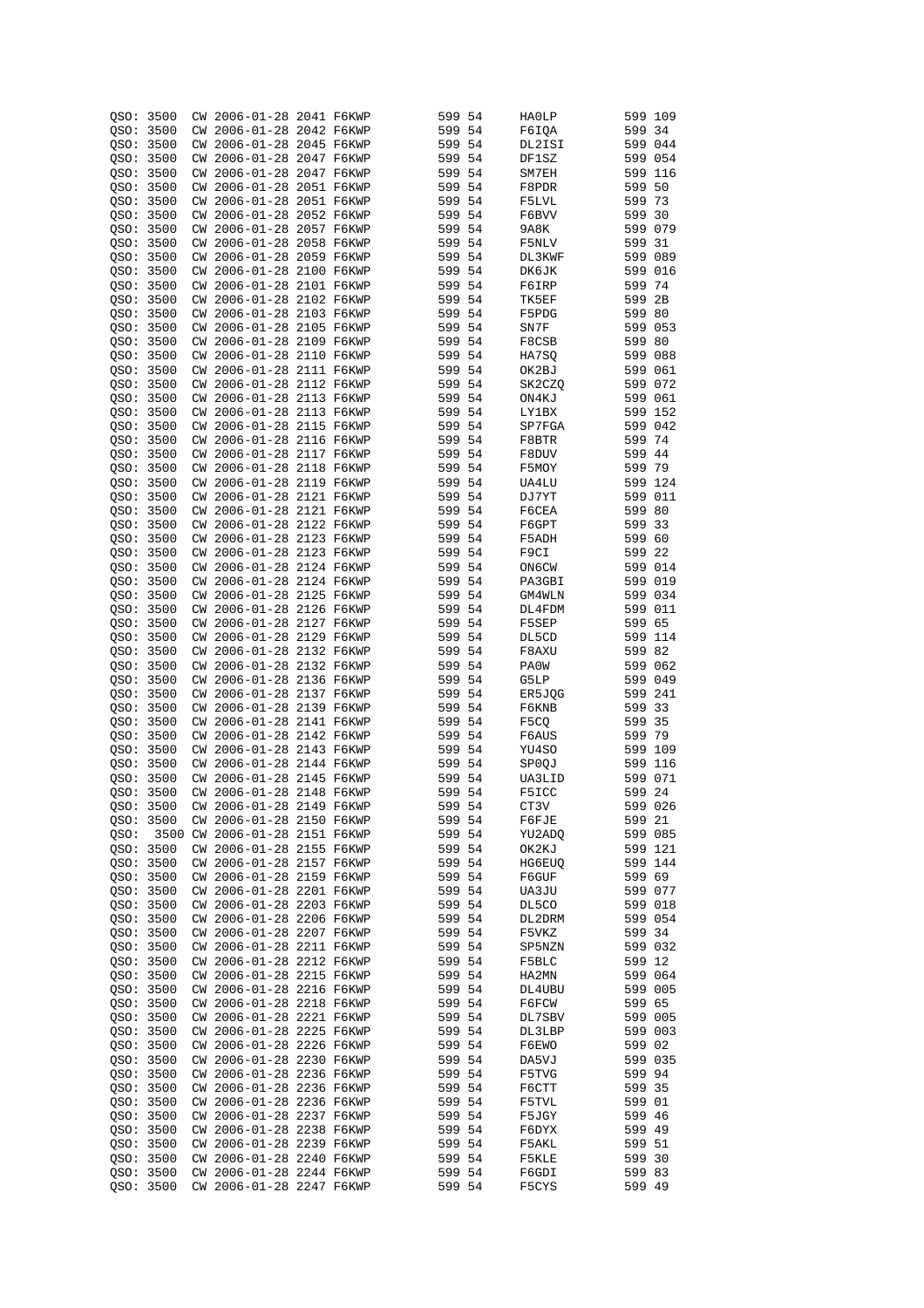```
QSO: 3500  CW 2006-01-28 2041 F6KWP         599 54      HA0LP         599 109
QSO: 3500  CW 2006-01-28 2042 F6KWP         599 54      F6IQA         599 34
QSO: 3500  CW 2006-01-28 2045 F6KWP         599 54      DL2ISI        599 044
QSO: 3500  CW 2006-01-28 2047 F6KWP         599 54      DF1SZ         599 054
QSO: 3500  CW 2006-01-28 2047 F6KWP         599 54      SM7EH         599 116
QSO: 3500  CW 2006-01-28 2051 F6KWP         599 54      F8PDR         599 50
QSO: 3500  CW 2006-01-28 2051 F6KWP         599 54      F5LVL         599 73
QSO: 3500  CW 2006-01-28 2052 F6KWP         599 54      F6BVV         599 30
QSO: 3500  CW 2006-01-28 2057 F6KWP         599 54      9A8K          599 079
QSO: 3500  CW 2006-01-28 2058 F6KWP         599 54      F5NLV         599 31
QSO: 3500  CW 2006-01-28 2059 F6KWP         599 54      DL3KWF        599 089
QSO: 3500  CW 2006-01-28 2100 F6KWP         599 54      DK6JK         599 016
QSO: 3500  CW 2006-01-28 2101 F6KWP         599 54      F6IRP         599 74
QSO: 3500  CW 2006-01-28 2102 F6KWP         599 54      TK5EF         599 2B
QSO: 3500  CW 2006-01-28 2103 F6KWP         599 54      F5PDG         599 80
QSO: 3500  CW 2006-01-28 2105 F6KWP         599 54      SN7F          599 053
QSO: 3500  CW 2006-01-28 2109 F6KWP         599 54      F8CSB         599 80
QSO: 3500  CW 2006-01-28 2110 F6KWP         599 54      HA7SQ         599 088
QSO: 3500  CW 2006-01-28 2111 F6KWP         599 54      OK2BJ         599 061
QSO: 3500  CW 2006-01-28 2112 F6KWP         599 54      SK2CZQ        599 072
QSO: 3500  CW 2006-01-28 2113 F6KWP         599 54      ON4KJ         599 061
QSO: 3500  CW 2006-01-28 2113 F6KWP         599 54      LY1BX         599 152
QSO: 3500  CW 2006-01-28 2115 F6KWP         599 54      SP7FGA        599 042
QSO: 3500  CW 2006-01-28 2116 F6KWP         599 54      F8BTR         599 74
QSO: 3500  CW 2006-01-28 2117 F6KWP         599 54      F8DUV         599 44
QSO: 3500  CW 2006-01-28 2118 F6KWP         599 54      F5MOY         599 79
QSO: 3500  CW 2006-01-28 2119 F6KWP         599 54      UA4LU         599 124
QSO: 3500  CW 2006-01-28 2121 F6KWP         599 54      DJ7YT         599 011
QSO: 3500  CW 2006-01-28 2121 F6KWP         599 54      F6CEA         599 80
QSO: 3500  CW 2006-01-28 2122 F6KWP         599 54      F6GPT         599 33
QSO: 3500  CW 2006-01-28 2123 F6KWP         599 54      F5ADH         599 60
QSO: 3500  CW 2006-01-28 2123 F6KWP         599 54      F9CI          599 22
QSO: 3500  CW 2006-01-28 2124 F6KWP         599 54      ON6CW         599 014
QSO: 3500  CW 2006-01-28 2124 F6KWP         599 54      PA3GBI        599 019
QSO: 3500  CW 2006-01-28 2125 F6KWP         599 54      GM4WLN        599 034
QSO: 3500  CW 2006-01-28 2126 F6KWP         599 54      DL4FDM        599 011
QSO: 3500  CW 2006-01-28 2127 F6KWP         599 54      F5SEP         599 65
QSO: 3500  CW 2006-01-28 2129 F6KWP         599 54      DL5CD         599 114
QSO: 3500  CW 2006-01-28 2132 F6KWP         599 54      F8AXU         599 82
QSO: 3500  CW 2006-01-28 2132 F6KWP         599 54      PA0W          599 062
QSO: 3500  CW 2006-01-28 2136 F6KWP         599 54      G5LP          599 049
QSO: 3500  CW 2006-01-28 2137 F6KWP         599 54      ER5JQG        599 241
QSO: 3500  CW 2006-01-28 2139 F6KWP         599 54      F6KNB         599 33
QSO: 3500  CW 2006-01-28 2141 F6KWP         599 54      F5CQ          599 35
QSO: 3500  CW 2006-01-28 2142 F6KWP         599 54      F6AUS         599 79
QSO: 3500  CW 2006-01-28 2143 F6KWP         599 54      YU4SO         599 109
QSO: 3500  CW 2006-01-28 2144 F6KWP         599 54      SP0QJ         599 116
QSO: 3500  CW 2006-01-28 2145 F6KWP         599 54      UA3LID        599 071
QSO: 3500  CW 2006-01-28 2148 F6KWP         599 54      F5ICC         599 24
QSO: 3500  CW 2006-01-28 2149 F6KWP         599 54      CT3V          599 026
QSO: 3500  CW 2006-01-28 2150 F6KWP         599 54      F6FJE         599 21
QSO:   3500 CW 2006-01-28 2151 F6KWP        599 54      YU2ADQ        599 085
QSO: 3500  CW 2006-01-28 2155 F6KWP         599 54      OK2KJ         599 121
QSO: 3500  CW 2006-01-28 2157 F6KWP         599 54      HG6EUQ        599 144
QSO: 3500  CW 2006-01-28 2159 F6KWP         599 54      F6GUF         599 69
QSO: 3500  CW 2006-01-28 2201 F6KWP         599 54      UA3JU         599 077
QSO: 3500  CW 2006-01-28 2203 F6KWP         599 54      DL5CO         599 018
QSO: 3500  CW 2006-01-28 2206 F6KWP         599 54      DL2DRM        599 054
QSO: 3500  CW 2006-01-28 2207 F6KWP         599 54      F5VKZ         599 34
QSO: 3500  CW 2006-01-28 2211 F6KWP         599 54      SP5NZN        599 032
QSO: 3500  CW 2006-01-28 2212 F6KWP         599 54      F5BLC         599 12
QSO: 3500  CW 2006-01-28 2215 F6KWP         599 54      HA2MN         599 064
QSO: 3500  CW 2006-01-28 2216 F6KWP         599 54      DL4UBU        599 005
QSO: 3500  CW 2006-01-28 2218 F6KWP         599 54      F6FCW         599 65
QSO: 3500  CW 2006-01-28 2221 F6KWP         599 54      DL7SBV        599 005
QSO: 3500  CW 2006-01-28 2225 F6KWP         599 54      DL3LBP        599 003
QSO: 3500  CW 2006-01-28 2226 F6KWP         599 54      F6EWO         599 02
QSO: 3500  CW 2006-01-28 2230 F6KWP         599 54      DA5VJ         599 035
QSO: 3500  CW 2006-01-28 2236 F6KWP         599 54      F5TVG         599 94
QSO: 3500  CW 2006-01-28 2236 F6KWP         599 54      F6CTT         599 35
QSO: 3500  CW 2006-01-28 2236 F6KWP         599 54      F5TVL         599 01
QSO: 3500  CW 2006-01-28 2237 F6KWP         599 54      F5JGY         599 46
QSO: 3500  CW 2006-01-28 2238 F6KWP         599 54      F6DYX         599 49
QSO: 3500  CW 2006-01-28 2239 F6KWP         599 54      F5AKL         599 51
QSO: 3500  CW 2006-01-28 2240 F6KWP         599 54      F5KLE         599 30
QSO: 3500  CW 2006-01-28 2244 F6KWP         599 54      F6GDI         599 83
QSO: 3500  CW 2006-01-28 2247 F6KWP         599 54      F5CYS         599 49
```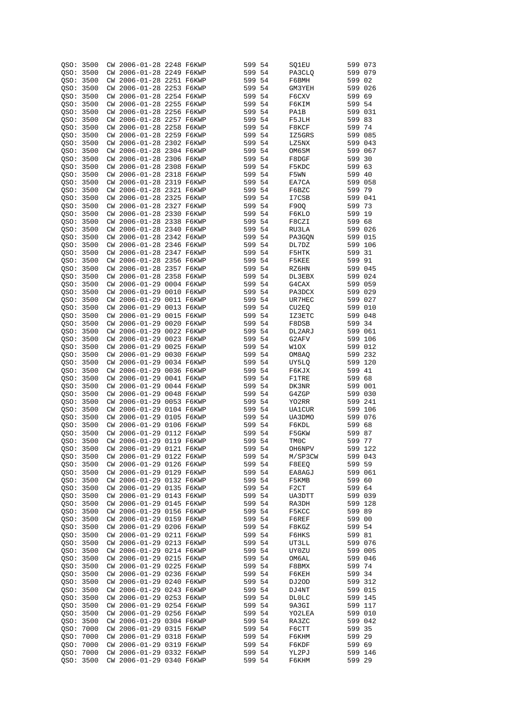```
QSO: 3500  CW 2006-01-28 2248 F6KWP        599 54      SQ1EU         599 073
QSO: 3500  CW 2006-01-28 2249 F6KWP        599 54      PA3CLQ        599 079
QSO: 3500  CW 2006-01-28 2251 F6KWP        599 54      F6BMH         599 02
QSO: 3500  CW 2006-01-28 2253 F6KWP        599 54      GM3YEH        599 026
QSO: 3500  CW 2006-01-28 2254 F6KWP        599 54      F6CXV         599 69
QSO: 3500  CW 2006-01-28 2255 F6KWP        599 54      F6KIM         599 54
QSO: 3500  CW 2006-01-28 2256 F6KWP        599 54      PA1B          599 031
QSO: 3500  CW 2006-01-28 2257 F6KWP        599 54      F5JLH         599 83
QSO: 3500  CW 2006-01-28 2258 F6KWP        599 54      F8KCF         599 74
QSO: 3500  CW 2006-01-28 2259 F6KWP        599 54      IZ5GRS        599 085
QSO: 3500  CW 2006-01-28 2302 F6KWP        599 54      LZ5NX         599 043
QSO: 3500  CW 2006-01-28 2304 F6KWP        599 54      OM6SM         599 067
QSO: 3500  CW 2006-01-28 2306 F6KWP        599 54      F8DGF         599 30
QSO: 3500  CW 2006-01-28 2308 F6KWP        599 54      F5KDC         599 63
QSO: 3500  CW 2006-01-28 2318 F6KWP        599 54      F5WN          599 40
QSO: 3500  CW 2006-01-28 2319 F6KWP        599 54      EA7CA         599 058
QSO: 3500  CW 2006-01-28 2321 F6KWP        599 54      F6BZC         599 79
QSO: 3500  CW 2006-01-28 2325 F6KWP        599 54      I7CSB         599 041
QSO: 3500  CW 2006-01-28 2327 F6KWP        599 54      F9OQ          599 73
QSO: 3500  CW 2006-01-28 2330 F6KWP        599 54      F6KLO         599 19
QSO: 3500  CW 2006-01-28 2338 F6KWP        599 54      F8CZI         599 68
QSO: 3500  CW 2006-01-28 2340 F6KWP        599 54      RU3LA         599 026
QSO: 3500  CW 2006-01-28 2342 F6KWP        599 54      PA3GQN        599 015
QSO: 3500  CW 2006-01-28 2346 F6KWP        599 54      DL7DZ         599 106
QSO: 3500  CW 2006-01-28 2347 F6KWP        599 54      F5HTK         599 31
QSO: 3500  CW 2006-01-28 2356 F6KWP        599 54      F5KEE         599 91
QSO: 3500  CW 2006-01-28 2357 F6KWP        599 54      RZ6HN         599 045
QSO: 3500  CW 2006-01-28 2358 F6KWP        599 54      DL3EBX        599 024
QSO: 3500  CW 2006-01-29 0004 F6KWP        599 54      G4CAX         599 059
QSO: 3500  CW 2006-01-29 0010 F6KWP        599 54      PA3DCX        599 029
QSO: 3500  CW 2006-01-29 0011 F6KWP        599 54      UR7HEC        599 027
QSO: 3500  CW 2006-01-29 0013 F6KWP        599 54      CU2EQ         599 010
QSO: 3500  CW 2006-01-29 0015 F6KWP        599 54      IZ3ETC        599 048
QSO: 3500  CW 2006-01-29 0020 F6KWP        599 54      F8DSB         599 34
QSO: 3500  CW 2006-01-29 0022 F6KWP        599 54      DL2ARJ        599 061
QSO: 3500  CW 2006-01-29 0023 F6KWP        599 54      G2AFV         599 106
QSO: 3500  CW 2006-01-29 0025 F6KWP        599 54      W1OX          599 012
QSO: 3500  CW 2006-01-29 0030 F6KWP        599 54      OM8AQ         599 232
QSO: 3500  CW 2006-01-29 0034 F6KWP        599 54      UY5LQ         599 120
QSO: 3500  CW 2006-01-29 0036 F6KWP        599 54      F6KJX         599 41
QSO: 3500  CW 2006-01-29 0041 F6KWP        599 54      F1TRE         599 68
QSO: 3500  CW 2006-01-29 0044 F6KWP        599 54      DK3NR         599 001
QSO: 3500  CW 2006-01-29 0048 F6KWP        599 54      G4ZGP         599 030
QSO: 3500  CW 2006-01-29 0053 F6KWP        599 54      YO2RR         599 241
QSO: 3500  CW 2006-01-29 0104 F6KWP        599 54      UA1CUR        599 106
QSO: 3500  CW 2006-01-29 0105 F6KWP        599 54      UA3DMO        599 076
QSO: 3500  CW 2006-01-29 0106 F6KWP        599 54      F6KDL         599 68
QSO: 3500  CW 2006-01-29 0112 F6KWP        599 54      F5GKW         599 87
QSO: 3500  CW 2006-01-29 0119 F6KWP        599 54      TM0C          599 77
QSO: 3500  CW 2006-01-29 0121 F6KWP        599 54      OH6NPV        599 122
QSO: 3500  CW 2006-01-29 0122 F6KWP        599 54      M/SP3CW       599 043
QSO: 3500  CW 2006-01-29 0126 F6KWP        599 54      F8EEQ         599 59
QSO: 3500  CW 2006-01-29 0129 F6KWP        599 54      EA8AGJ        599 061
QSO: 3500  CW 2006-01-29 0132 F6KWP        599 54      F5KMB         599 60
QSO: 3500  CW 2006-01-29 0135 F6KWP        599 54      F2CT          599 64
QSO: 3500  CW 2006-01-29 0143 F6KWP        599 54      UA3DTT        599 039
QSO: 3500  CW 2006-01-29 0145 F6KWP        599 54      RA3DH         599 128
QSO: 3500  CW 2006-01-29 0156 F6KWP        599 54      F5KCC         599 89
QSO: 3500  CW 2006-01-29 0159 F6KWP        599 54      F6REF         599 00
QSO: 3500  CW 2006-01-29 0206 F6KWP        599 54      F8KGZ         599 54
QSO: 3500  CW 2006-01-29 0211 F6KWP        599 54      F6HKS         599 81
QSO: 3500  CW 2006-01-29 0213 F6KWP        599 54      UT3LL         599 076
QSO: 3500  CW 2006-01-29 0214 F6KWP        599 54      UY0ZU         599 005
QSO: 3500  CW 2006-01-29 0215 F6KWP        599 54      OM6AL         599 046
QSO: 3500  CW 2006-01-29 0225 F6KWP        599 54      F8BMX         599 74
QSO: 3500  CW 2006-01-29 0236 F6KWP        599 54      F6KEH         599 34
QSO: 3500  CW 2006-01-29 0240 F6KWP        599 54      DJ2OD         599 312
QSO: 3500  CW 2006-01-29 0243 F6KWP        599 54      DJ4NT         599 015
QSO: 3500  CW 2006-01-29 0253 F6KWP        599 54      DL0LC         599 145
QSO: 3500  CW 2006-01-29 0254 F6KWP        599 54      9A3GI         599 117
QSO: 3500  CW 2006-01-29 0256 F6KWP        599 54      YO2LEA        599 010
QSO: 3500  CW 2006-01-29 0304 F6KWP        599 54      RA3ZC         599 042
QSO: 7000  CW 2006-01-29 0315 F6KWP        599 54      F6CTT         599 35
QSO: 7000  CW 2006-01-29 0318 F6KWP        599 54      F6KHM         599 29
QSO: 7000  CW 2006-01-29 0319 F6KWP        599 54      F6KDF         599 69
QSO: 7000  CW 2006-01-29 0332 F6KWP        599 54      YL2PJ         599 146
QSO: 3500  CW 2006-01-29 0340 F6KWP        599 54      F6KHM         599 29
```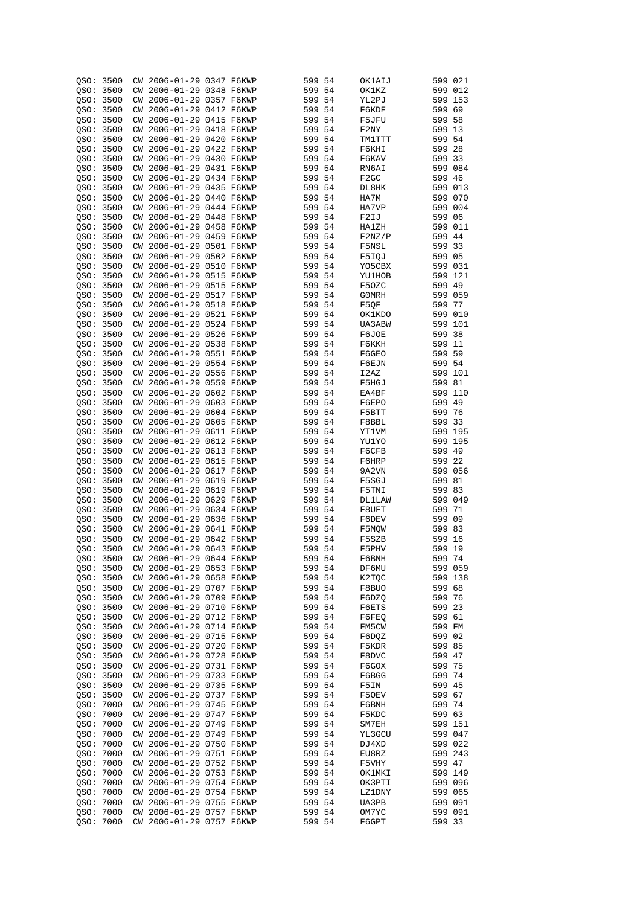```
QSO: 3500  CW 2006-01-29 0347 F6KWP         599 54     OK1AIJ        599 021
QSO: 3500  CW 2006-01-29 0348 F6KWP         599 54     OK1KZ         599 012
QSO: 3500  CW 2006-01-29 0357 F6KWP         599 54     YL2PJ         599 153
QSO: 3500  CW 2006-01-29 0412 F6KWP         599 54     F6KDF         599 69
QSO: 3500  CW 2006-01-29 0415 F6KWP         599 54     F5JFU         599 58
QSO: 3500  CW 2006-01-29 0418 F6KWP         599 54     F2NY          599 13
QSO: 3500  CW 2006-01-29 0420 F6KWP         599 54     TM1TTT        599 54
QSO: 3500  CW 2006-01-29 0422 F6KWP         599 54     F6KHI         599 28
QSO: 3500  CW 2006-01-29 0430 F6KWP         599 54     F6KAV         599 33
QSO: 3500  CW 2006-01-29 0431 F6KWP         599 54     RN6AI         599 084
QSO: 3500  CW 2006-01-29 0434 F6KWP         599 54     F2GC          599 46
QSO: 3500  CW 2006-01-29 0435 F6KWP         599 54     DL8HK         599 013
QSO: 3500  CW 2006-01-29 0440 F6KWP         599 54     HA7M          599 070
QSO: 3500  CW 2006-01-29 0444 F6KWP         599 54     HA7VP         599 004
QSO: 3500  CW 2006-01-29 0448 F6KWP         599 54     F2IJ          599 06
QSO: 3500  CW 2006-01-29 0458 F6KWP         599 54     HA1ZH         599 011
QSO: 3500  CW 2006-01-29 0459 F6KWP         599 54     F2NZ/P        599 44
QSO: 3500  CW 2006-01-29 0501 F6KWP         599 54     F5NSL         599 33
QSO: 3500  CW 2006-01-29 0502 F6KWP         599 54     F5IQJ         599 05
QSO: 3500  CW 2006-01-29 0510 F6KWP         599 54     YO5CBX        599 031
QSO: 3500  CW 2006-01-29 0515 F6KWP         599 54     YU1HOB        599 121
QSO: 3500  CW 2006-01-29 0515 F6KWP         599 54     F5OZC         599 49
QSO: 3500  CW 2006-01-29 0517 F6KWP         599 54     G0MRH         599 059
QSO: 3500  CW 2006-01-29 0518 F6KWP         599 54     F5QF          599 77
QSO: 3500  CW 2006-01-29 0521 F6KWP         599 54     OK1KDO        599 010
QSO: 3500  CW 2006-01-29 0524 F6KWP         599 54     UA3ABW        599 101
QSO: 3500  CW 2006-01-29 0526 F6KWP         599 54     F6JOE         599 38
QSO: 3500  CW 2006-01-29 0538 F6KWP         599 54     F6KKH         599 11
QSO: 3500  CW 2006-01-29 0551 F6KWP         599 54     F6GEO         599 59
QSO: 3500  CW 2006-01-29 0554 F6KWP         599 54     F6EJN         599 54
QSO: 3500  CW 2006-01-29 0556 F6KWP         599 54     I2AZ          599 101
QSO: 3500  CW 2006-01-29 0559 F6KWP         599 54     F5HGJ         599 81
QSO: 3500  CW 2006-01-29 0602 F6KWP         599 54     EA4BF         599 110
QSO: 3500  CW 2006-01-29 0603 F6KWP         599 54     F6EPO         599 49
QSO: 3500  CW 2006-01-29 0604 F6KWP         599 54     F5BTT         599 76
QSO: 3500  CW 2006-01-29 0605 F6KWP         599 54     F8BBL         599 33
QSO: 3500  CW 2006-01-29 0611 F6KWP         599 54     YT1VM         599 195
QSO: 3500  CW 2006-01-29 0612 F6KWP         599 54     YU1YO         599 195
QSO: 3500  CW 2006-01-29 0613 F6KWP         599 54     F6CFB         599 49
QSO: 3500  CW 2006-01-29 0615 F6KWP         599 54     F6HRP         599 22
QSO: 3500  CW 2006-01-29 0617 F6KWP         599 54     9A2VN         599 056
QSO: 3500  CW 2006-01-29 0619 F6KWP         599 54     F5SGJ         599 81
QSO: 3500  CW 2006-01-29 0619 F6KWP         599 54     F5TNI         599 83
QSO: 3500  CW 2006-01-29 0629 F6KWP         599 54     DL1LAW        599 049
QSO: 3500  CW 2006-01-29 0634 F6KWP         599 54     F8UFT         599 71
QSO: 3500  CW 2006-01-29 0636 F6KWP         599 54     F6DEV         599 09
QSO: 3500  CW 2006-01-29 0641 F6KWP         599 54     F5MQW         599 83
QSO: 3500  CW 2006-01-29 0642 F6KWP         599 54     F5SZB         599 16
QSO: 3500  CW 2006-01-29 0643 F6KWP         599 54     F5PHV         599 19
QSO: 3500  CW 2006-01-29 0644 F6KWP         599 54     F6BNH         599 74
QSO: 3500  CW 2006-01-29 0653 F6KWP         599 54     DF6MU         599 059
QSO: 3500  CW 2006-01-29 0658 F6KWP         599 54     K2TQC         599 138
QSO: 3500  CW 2006-01-29 0707 F6KWP         599 54     F8BUO         599 68
QSO: 3500  CW 2006-01-29 0709 F6KWP         599 54     F6DZQ         599 76
QSO: 3500  CW 2006-01-29 0710 F6KWP         599 54     F6ETS         599 23
QSO: 3500  CW 2006-01-29 0712 F6KWP         599 54     F6FEQ         599 61
QSO: 3500  CW 2006-01-29 0714 F6KWP         599 54     FM5CW         599 FM
QSO: 3500  CW 2006-01-29 0715 F6KWP         599 54     F6DQZ         599 02
QSO: 3500  CW 2006-01-29 0720 F6KWP         599 54     F5KDR         599 85
QSO: 3500  CW 2006-01-29 0728 F6KWP         599 54     F8DVC         599 47
QSO: 3500  CW 2006-01-29 0731 F6KWP         599 54     F6GOX         599 75
QSO: 3500  CW 2006-01-29 0733 F6KWP         599 54     F6BGG         599 74
QSO: 3500  CW 2006-01-29 0735 F6KWP         599 54     F5IN          599 45
QSO: 3500  CW 2006-01-29 0737 F6KWP         599 54     F5OEV         599 67
QSO: 7000  CW 2006-01-29 0745 F6KWP         599 54     F6BNH         599 74
QSO: 7000  CW 2006-01-29 0747 F6KWP         599 54     F5KDC         599 63
QSO: 7000  CW 2006-01-29 0749 F6KWP         599 54     SM7EH         599 151
QSO: 7000  CW 2006-01-29 0749 F6KWP         599 54     YL3GCU        599 047
QSO: 7000  CW 2006-01-29 0750 F6KWP         599 54     DJ4XD         599 022
QSO: 7000  CW 2006-01-29 0751 F6KWP         599 54     EU8RZ         599 243
QSO: 7000  CW 2006-01-29 0752 F6KWP         599 54     F5VHY         599 47
QSO: 7000  CW 2006-01-29 0753 F6KWP         599 54     OK1MKI        599 149
QSO: 7000  CW 2006-01-29 0754 F6KWP         599 54     OK3PTI        599 096
QSO: 7000  CW 2006-01-29 0754 F6KWP         599 54     LZ1DNY        599 065
QSO: 7000  CW 2006-01-29 0755 F6KWP         599 54     UA3PB         599 091
QSO: 7000  CW 2006-01-29 0757 F6KWP         599 54     OM7YC         599 091
QSO: 7000  CW 2006-01-29 0757 F6KWP         599 54     F6GPT         599 33
```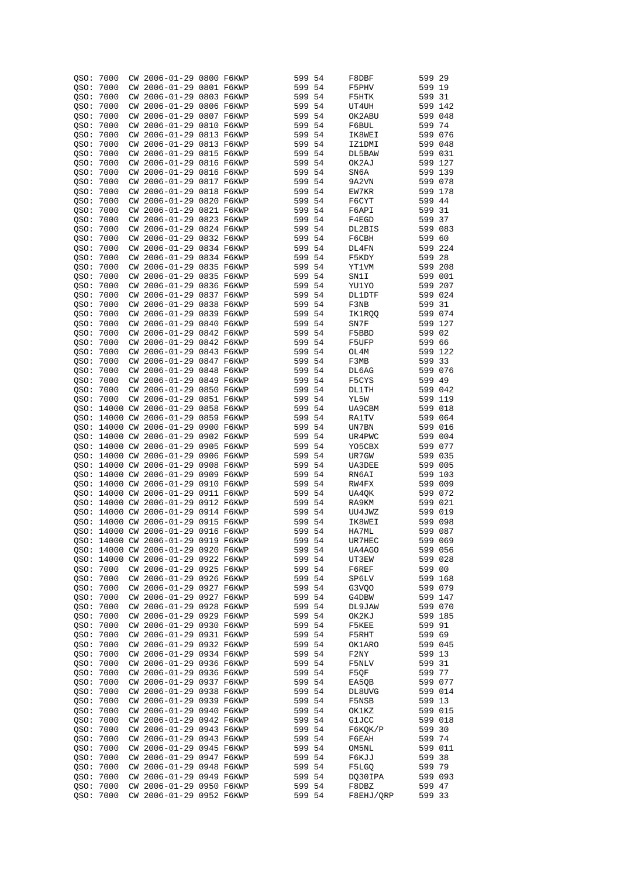```
QSO: 7000  CW 2006-01-29 0800 F6KWP        599 54      F8DBF         599 29
QSO: 7000  CW 2006-01-29 0801 F6KWP        599 54      F5PHV         599 19
QSO: 7000  CW 2006-01-29 0803 F6KWP        599 54      F5HTK         599 31
QSO: 7000  CW 2006-01-29 0806 F6KWP        599 54      UT4UH         599 142
QSO: 7000  CW 2006-01-29 0807 F6KWP        599 54      OK2ABU        599 048
QSO: 7000  CW 2006-01-29 0810 F6KWP        599 54      F6BUL         599 74
QSO: 7000  CW 2006-01-29 0813 F6KWP        599 54      IK8WEI        599 076
QSO: 7000  CW 2006-01-29 0813 F6KWP        599 54      IZ1DMI        599 048
QSO: 7000  CW 2006-01-29 0815 F6KWP        599 54      DL5BAW        599 031
QSO: 7000  CW 2006-01-29 0816 F6KWP        599 54      OK2AJ         599 127
QSO: 7000  CW 2006-01-29 0816 F6KWP        599 54      SN6A          599 139
QSO: 7000  CW 2006-01-29 0817 F6KWP        599 54      9A2VN         599 078
QSO: 7000  CW 2006-01-29 0818 F6KWP        599 54      EW7KR         599 178
QSO: 7000  CW 2006-01-29 0820 F6KWP        599 54      F6CYT         599 44
QSO: 7000  CW 2006-01-29 0821 F6KWP        599 54      F6API         599 31
QSO: 7000  CW 2006-01-29 0823 F6KWP        599 54      F4EGD         599 37
QSO: 7000  CW 2006-01-29 0824 F6KWP        599 54      DL2BIS        599 083
QSO: 7000  CW 2006-01-29 0832 F6KWP        599 54      F6CBH         599 60
QSO: 7000  CW 2006-01-29 0834 F6KWP        599 54      DL4FN         599 224
QSO: 7000  CW 2006-01-29 0834 F6KWP        599 54      F5KDY         599 28
QSO: 7000  CW 2006-01-29 0835 F6KWP        599 54      YT1VM         599 208
QSO: 7000  CW 2006-01-29 0835 F6KWP        599 54      SN1I          599 001
QSO: 7000  CW 2006-01-29 0836 F6KWP        599 54      YU1YO         599 207
QSO: 7000  CW 2006-01-29 0837 F6KWP        599 54      DL1DTF        599 024
QSO: 7000  CW 2006-01-29 0838 F6KWP        599 54      F3NB          599 31
QSO: 7000  CW 2006-01-29 0839 F6KWP        599 54      IK1RQQ        599 074
QSO: 7000  CW 2006-01-29 0840 F6KWP        599 54      SN7F          599 127
QSO: 7000  CW 2006-01-29 0842 F6KWP        599 54      F5BBD         599 02
QSO: 7000  CW 2006-01-29 0842 F6KWP        599 54      F5UFP         599 66
QSO: 7000  CW 2006-01-29 0843 F6KWP        599 54      OL4M          599 122
QSO: 7000  CW 2006-01-29 0847 F6KWP        599 54      F3MB          599 33
QSO: 7000  CW 2006-01-29 0848 F6KWP        599 54      DL6AG         599 076
QSO: 7000  CW 2006-01-29 0849 F6KWP        599 54      F5CYS         599 49
QSO: 7000  CW 2006-01-29 0850 F6KWP        599 54      DL1TH         599 042
QSO: 7000  CW 2006-01-29 0851 F6KWP        599 54      YL5W          599 119
QSO: 14000 CW 2006-01-29 0858 F6KWP        599 54      UA9CBM        599 018
QSO: 14000 CW 2006-01-29 0859 F6KWP        599 54      RA1TV         599 064
QSO: 14000 CW 2006-01-29 0900 F6KWP        599 54      UN7BN         599 016
QSO: 14000 CW 2006-01-29 0902 F6KWP        599 54      UR4PWC        599 004
QSO: 14000 CW 2006-01-29 0905 F6KWP        599 54      YO5CBX        599 077
QSO: 14000 CW 2006-01-29 0906 F6KWP        599 54      UR7GW         599 035
QSO: 14000 CW 2006-01-29 0908 F6KWP        599 54      UA3DEE        599 005
QSO: 14000 CW 2006-01-29 0909 F6KWP        599 54      RN6AI         599 103
QSO: 14000 CW 2006-01-29 0910 F6KWP        599 54      RW4FX         599 009
QSO: 14000 CW 2006-01-29 0911 F6KWP        599 54      UA4QK         599 072
QSO: 14000 CW 2006-01-29 0912 F6KWP        599 54      RA9KM         599 021
QSO: 14000 CW 2006-01-29 0914 F6KWP        599 54      UU4JWZ        599 019
QSO: 14000 CW 2006-01-29 0915 F6KWP        599 54      IK8WEI        599 098
QSO: 14000 CW 2006-01-29 0916 F6KWP        599 54      HA7ML         599 087
QSO: 14000 CW 2006-01-29 0919 F6KWP        599 54      UR7HEC        599 069
QSO: 14000 CW 2006-01-29 0920 F6KWP        599 54      UA4AGO        599 056
QSO: 14000 CW 2006-01-29 0922 F6KWP        599 54      UT3EW         599 028
QSO: 7000  CW 2006-01-29 0925 F6KWP        599 54      F6REF         599 00
QSO: 7000  CW 2006-01-29 0926 F6KWP        599 54      SP6LV         599 168
QSO: 7000  CW 2006-01-29 0927 F6KWP        599 54      G3VQO         599 079
QSO: 7000  CW 2006-01-29 0927 F6KWP        599 54      G4DBW         599 147
QSO: 7000  CW 2006-01-29 0928 F6KWP        599 54      DL9JAW        599 070
QSO: 7000  CW 2006-01-29 0929 F6KWP        599 54      OK2KJ         599 185
QSO: 7000  CW 2006-01-29 0930 F6KWP        599 54      F5KEE         599 91
QSO: 7000  CW 2006-01-29 0931 F6KWP        599 54      F5RHT         599 69
QSO: 7000  CW 2006-01-29 0932 F6KWP        599 54      OK1ARO        599 045
QSO: 7000  CW 2006-01-29 0934 F6KWP        599 54      F2NY          599 13
QSO: 7000  CW 2006-01-29 0936 F6KWP        599 54      F5NLV         599 31
QSO: 7000  CW 2006-01-29 0936 F6KWP        599 54      F5QF          599 77
QSO: 7000  CW 2006-01-29 0937 F6KWP        599 54      EA5QB         599 077
QSO: 7000  CW 2006-01-29 0938 F6KWP        599 54      DL8UVG        599 014
QSO: 7000  CW 2006-01-29 0939 F6KWP        599 54      F5NSB         599 13
QSO: 7000  CW 2006-01-29 0940 F6KWP        599 54      OK1KZ         599 015
QSO: 7000  CW 2006-01-29 0942 F6KWP        599 54      G1JCC         599 018
QSO: 7000  CW 2006-01-29 0943 F6KWP        599 54      F6KQK/P       599 30
QSO: 7000  CW 2006-01-29 0943 F6KWP        599 54      F6EAH         599 74
QSO: 7000  CW 2006-01-29 0945 F6KWP        599 54      OM5NL         599 011
QSO: 7000  CW 2006-01-29 0947 F6KWP        599 54      F6KJJ         599 38
QSO: 7000  CW 2006-01-29 0948 F6KWP        599 54      F5LGQ         599 79
QSO: 7000  CW 2006-01-29 0949 F6KWP        599 54      DQ30IPA       599 093
QSO: 7000  CW 2006-01-29 0950 F6KWP        599 54      F8DBZ         599 47
QSO: 7000  CW 2006-01-29 0952 F6KWP        599 54      F8EHJ/QRP     599 33
```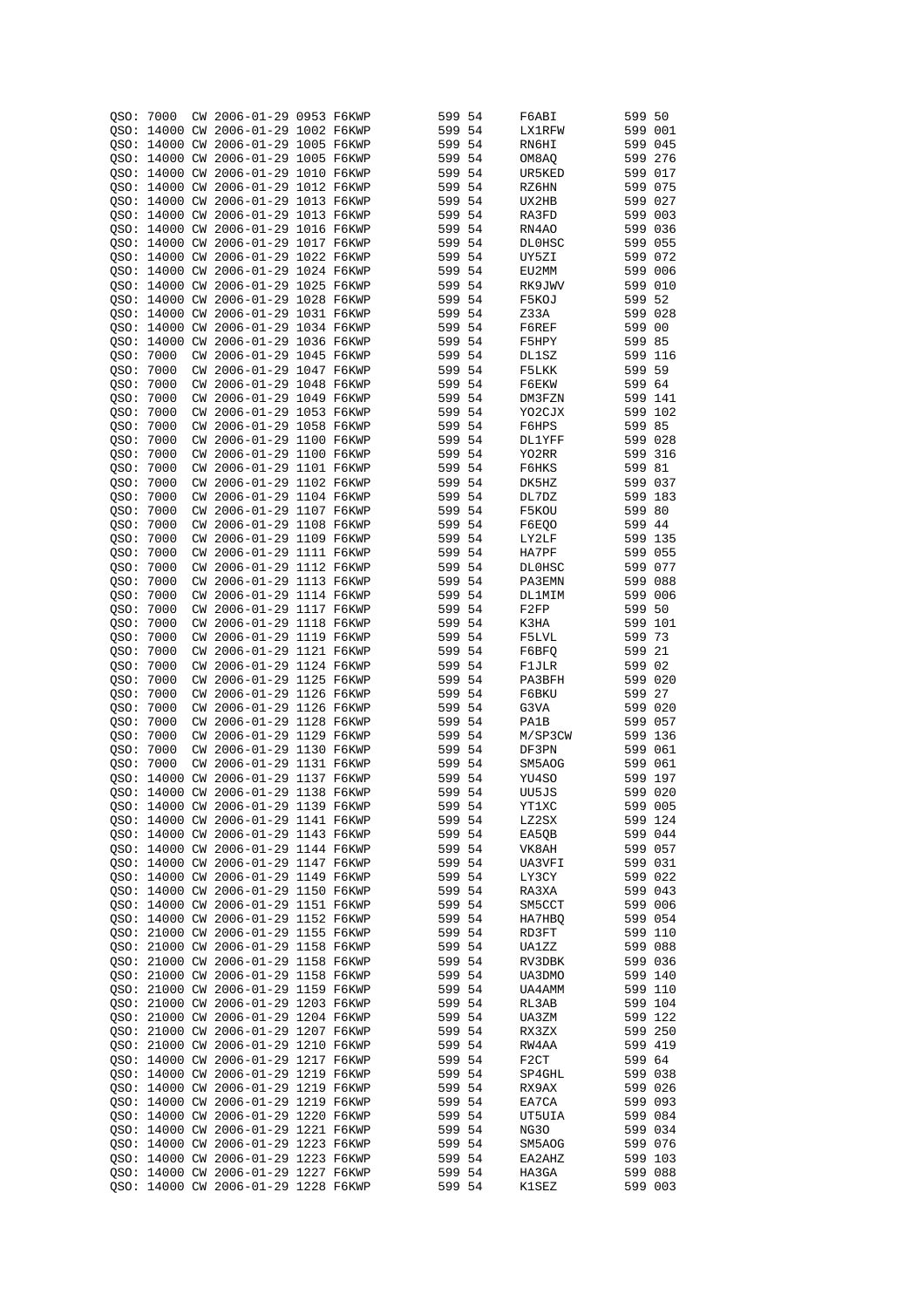```
QSO: 7000  CW 2006-01-29 0953 F6KWP         599 54      F6ABI         599 50
QSO: 14000 CW 2006-01-29 1002 F6KWP         599 54      LX1RFW        599 001
QSO: 14000 CW 2006-01-29 1005 F6KWP         599 54      RN6HI         599 045
QSO: 14000 CW 2006-01-29 1005 F6KWP         599 54      OM8AQ         599 276
QSO: 14000 CW 2006-01-29 1010 F6KWP         599 54      UR5KED        599 017
QSO: 14000 CW 2006-01-29 1012 F6KWP         599 54      RZ6HN         599 075
QSO: 14000 CW 2006-01-29 1013 F6KWP         599 54      UX2HB         599 027
QSO: 14000 CW 2006-01-29 1013 F6KWP         599 54      RA3FD         599 003
QSO: 14000 CW 2006-01-29 1016 F6KWP         599 54      RN4AO         599 036
QSO: 14000 CW 2006-01-29 1017 F6KWP         599 54      DL0HSC        599 055
QSO: 14000 CW 2006-01-29 1022 F6KWP         599 54      UY5ZI         599 072
QSO: 14000 CW 2006-01-29 1024 F6KWP         599 54      EU2MM         599 006
QSO: 14000 CW 2006-01-29 1025 F6KWP         599 54      RK9JWV        599 010
QSO: 14000 CW 2006-01-29 1028 F6KWP         599 54      F5KOJ         599 52
QSO: 14000 CW 2006-01-29 1031 F6KWP         599 54      Z33A          599 028
QSO: 14000 CW 2006-01-29 1034 F6KWP         599 54      F6REF         599 00
QSO: 14000 CW 2006-01-29 1036 F6KWP         599 54      F5HPY         599 85
QSO: 7000  CW 2006-01-29 1045 F6KWP         599 54      DL1SZ         599 116
QSO: 7000  CW 2006-01-29 1047 F6KWP         599 54      F5LKK         599 59
QSO: 7000  CW 2006-01-29 1048 F6KWP         599 54      F6EKW         599 64
QSO: 7000  CW 2006-01-29 1049 F6KWP         599 54      DM3FZN        599 141
QSO: 7000  CW 2006-01-29 1053 F6KWP         599 54      YO2CJX        599 102
QSO: 7000  CW 2006-01-29 1058 F6KWP         599 54      F6HPS         599 85
QSO: 7000  CW 2006-01-29 1100 F6KWP         599 54      DL1YFF        599 028
QSO: 7000  CW 2006-01-29 1100 F6KWP         599 54      YO2RR         599 316
QSO: 7000  CW 2006-01-29 1101 F6KWP         599 54      F6HKS         599 81
QSO: 7000  CW 2006-01-29 1102 F6KWP         599 54      DK5HZ         599 037
QSO: 7000  CW 2006-01-29 1104 F6KWP         599 54      DL7DZ         599 183
QSO: 7000  CW 2006-01-29 1107 F6KWP         599 54      F5KOU         599 80
QSO: 7000  CW 2006-01-29 1108 F6KWP         599 54      F6EQO         599 44
QSO: 7000  CW 2006-01-29 1109 F6KWP         599 54      LY2LF         599 135
QSO: 7000  CW 2006-01-29 1111 F6KWP         599 54      HA7PF         599 055
QSO: 7000  CW 2006-01-29 1112 F6KWP         599 54      DL0HSC        599 077
QSO: 7000  CW 2006-01-29 1113 F6KWP         599 54      PA3EMN        599 088
QSO: 7000  CW 2006-01-29 1114 F6KWP         599 54      DL1MIM        599 006
QSO: 7000  CW 2006-01-29 1117 F6KWP         599 54      F2FP          599 50
QSO: 7000  CW 2006-01-29 1118 F6KWP         599 54      K3HA          599 101
QSO: 7000  CW 2006-01-29 1119 F6KWP         599 54      F5LVL         599 73
QSO: 7000  CW 2006-01-29 1121 F6KWP         599 54      F6BFQ         599 21
QSO: 7000  CW 2006-01-29 1124 F6KWP         599 54      F1JLR         599 02
QSO: 7000  CW 2006-01-29 1125 F6KWP         599 54      PA3BFH        599 020
QSO: 7000  CW 2006-01-29 1126 F6KWP         599 54      F6BKU         599 27
QSO: 7000  CW 2006-01-29 1126 F6KWP         599 54      G3VA          599 020
QSO: 7000  CW 2006-01-29 1128 F6KWP         599 54      PA1B          599 057
QSO: 7000  CW 2006-01-29 1129 F6KWP         599 54      M/SP3CW       599 136
QSO: 7000  CW 2006-01-29 1130 F6KWP         599 54      DF3PN         599 061
QSO: 7000  CW 2006-01-29 1131 F6KWP         599 54      SM5AOG        599 061
QSO: 14000 CW 2006-01-29 1137 F6KWP         599 54      YU4SO         599 197
QSO: 14000 CW 2006-01-29 1138 F6KWP         599 54      UU5JS         599 020
QSO: 14000 CW 2006-01-29 1139 F6KWP         599 54      YT1XC         599 005
QSO: 14000 CW 2006-01-29 1141 F6KWP         599 54      LZ2SX         599 124
QSO: 14000 CW 2006-01-29 1143 F6KWP         599 54      EA5QB         599 044
QSO: 14000 CW 2006-01-29 1144 F6KWP         599 54      VK8AH         599 057
QSO: 14000 CW 2006-01-29 1147 F6KWP         599 54      UA3VFI        599 031
QSO: 14000 CW 2006-01-29 1149 F6KWP         599 54      LY3CY         599 022
QSO: 14000 CW 2006-01-29 1150 F6KWP         599 54      RA3XA         599 043
QSO: 14000 CW 2006-01-29 1151 F6KWP         599 54      SM5CCT        599 006
QSO: 14000 CW 2006-01-29 1152 F6KWP         599 54      HA7HBQ        599 054
QSO: 21000 CW 2006-01-29 1155 F6KWP         599 54      RD3FT         599 110
QSO: 21000 CW 2006-01-29 1158 F6KWP         599 54      UA1ZZ         599 088
QSO: 21000 CW 2006-01-29 1158 F6KWP         599 54      RV3DBK        599 036
QSO: 21000 CW 2006-01-29 1158 F6KWP         599 54      UA3DMO        599 140
QSO: 21000 CW 2006-01-29 1159 F6KWP         599 54      UA4AMM        599 110
QSO: 21000 CW 2006-01-29 1203 F6KWP         599 54      RL3AB         599 104
QSO: 21000 CW 2006-01-29 1204 F6KWP         599 54      UA3ZM         599 122
QSO: 21000 CW 2006-01-29 1207 F6KWP         599 54      RX3ZX         599 250
QSO: 21000 CW 2006-01-29 1210 F6KWP         599 54      RW4AA         599 419
QSO: 14000 CW 2006-01-29 1217 F6KWP         599 54      F2CT          599 64
QSO: 14000 CW 2006-01-29 1219 F6KWP         599 54      SP4GHL        599 038
QSO: 14000 CW 2006-01-29 1219 F6KWP         599 54      RX9AX         599 026
QSO: 14000 CW 2006-01-29 1219 F6KWP         599 54      EA7CA         599 093
QSO: 14000 CW 2006-01-29 1220 F6KWP         599 54      UT5UIA        599 084
QSO: 14000 CW 2006-01-29 1221 F6KWP         599 54      NG3O          599 034
QSO: 14000 CW 2006-01-29 1223 F6KWP         599 54      SM5AOG        599 076
QSO: 14000 CW 2006-01-29 1223 F6KWP         599 54      EA2AHZ        599 103
QSO: 14000 CW 2006-01-29 1227 F6KWP         599 54      HA3GA         599 088
QSO: 14000 CW 2006-01-29 1228 F6KWP         599 54      K1SEZ         599 003
```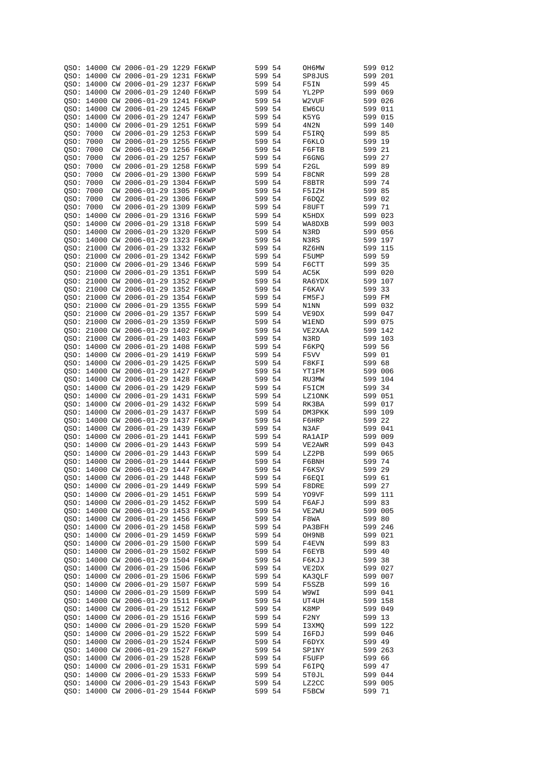```
QSO: 14000 CW 2006-01-29 1229 F6KWP         599 54      OH6MW         599 012
QSO: 14000 CW 2006-01-29 1231 F6KWP         599 54      SP8JUS        599 201
QSO: 14000 CW 2006-01-29 1237 F6KWP         599 54      F5IN          599 45
QSO: 14000 CW 2006-01-29 1240 F6KWP         599 54      YL2PP         599 069
QSO: 14000 CW 2006-01-29 1241 F6KWP         599 54      W2VUF         599 026
QSO: 14000 CW 2006-01-29 1245 F6KWP         599 54      EW6CU         599 011
QSO: 14000 CW 2006-01-29 1247 F6KWP         599 54      K5YG          599 015
QSO: 14000 CW 2006-01-29 1251 F6KWP         599 54      4N2N          599 140
QSO: 7000  CW 2006-01-29 1253 F6KWP         599 54      F5IRQ         599 85
QSO: 7000  CW 2006-01-29 1255 F6KWP         599 54      F6KLO         599 19
QSO: 7000  CW 2006-01-29 1256 F6KWP         599 54      F6FTB         599 21
QSO: 7000  CW 2006-01-29 1257 F6KWP         599 54      F6GNG         599 27
QSO: 7000  CW 2006-01-29 1258 F6KWP         599 54      F2GL          599 89
QSO: 7000  CW 2006-01-29 1300 F6KWP         599 54      F8CNR         599 28
QSO: 7000  CW 2006-01-29 1304 F6KWP         599 54      F8BTR         599 74
QSO: 7000  CW 2006-01-29 1305 F6KWP         599 54      F5IZH         599 85
QSO: 7000  CW 2006-01-29 1306 F6KWP         599 54      F6DQZ         599 02
QSO: 7000  CW 2006-01-29 1309 F6KWP         599 54      F8UFT         599 71
QSO: 14000 CW 2006-01-29 1316 F6KWP         599 54      K5HDX         599 023
QSO: 14000 CW 2006-01-29 1318 F6KWP         599 54      WA8DXB        599 003
QSO: 14000 CW 2006-01-29 1320 F6KWP         599 54      N3RD          599 056
QSO: 14000 CW 2006-01-29 1323 F6KWP         599 54      N3RS          599 197
QSO: 21000 CW 2006-01-29 1332 F6KWP         599 54      RZ6HN         599 115
QSO: 21000 CW 2006-01-29 1342 F6KWP         599 54      F5UMP         599 59
QSO: 21000 CW 2006-01-29 1346 F6KWP         599 54      F6CTT         599 35
QSO: 21000 CW 2006-01-29 1351 F6KWP         599 54      AC5K          599 020
QSO: 21000 CW 2006-01-29 1352 F6KWP         599 54      RA6YDX        599 107
QSO: 21000 CW 2006-01-29 1352 F6KWP         599 54      F6KAV         599 33
QSO: 21000 CW 2006-01-29 1354 F6KWP         599 54      FM5FJ         599 FM
QSO: 21000 CW 2006-01-29 1355 F6KWP         599 54      N1NN          599 032
QSO: 21000 CW 2006-01-29 1357 F6KWP         599 54      VE9DX         599 047
QSO: 21000 CW 2006-01-29 1359 F6KWP         599 54      W1END         599 075
QSO: 21000 CW 2006-01-29 1402 F6KWP         599 54      VE2XAA        599 142
QSO: 21000 CW 2006-01-29 1403 F6KWP         599 54      N3RD          599 103
QSO: 14000 CW 2006-01-29 1408 F6KWP         599 54      F6KPQ         599 56
QSO: 14000 CW 2006-01-29 1419 F6KWP         599 54      F5VV          599 01
QSO: 14000 CW 2006-01-29 1425 F6KWP         599 54      F8KFI         599 68
QSO: 14000 CW 2006-01-29 1427 F6KWP         599 54      YT1FM         599 006
QSO: 14000 CW 2006-01-29 1428 F6KWP         599 54      RU3MW         599 104
QSO: 14000 CW 2006-01-29 1429 F6KWP         599 54      F5ICM         599 34
QSO: 14000 CW 2006-01-29 1431 F6KWP         599 54      LZ1ONK        599 051
QSO: 14000 CW 2006-01-29 1432 F6KWP         599 54      RK3BA         599 017
QSO: 14000 CW 2006-01-29 1437 F6KWP         599 54      DM3PKK        599 109
QSO: 14000 CW 2006-01-29 1437 F6KWP         599 54      F6HRP         599 22
QSO: 14000 CW 2006-01-29 1439 F6KWP         599 54      N3AF          599 041
QSO: 14000 CW 2006-01-29 1441 F6KWP         599 54      RA1AIP        599 009
QSO: 14000 CW 2006-01-29 1443 F6KWP         599 54      VE2AWR        599 043
QSO: 14000 CW 2006-01-29 1443 F6KWP         599 54      LZ2PB         599 065
QSO: 14000 CW 2006-01-29 1444 F6KWP         599 54      F6BNH         599 74
QSO: 14000 CW 2006-01-29 1447 F6KWP         599 54      F6KSV         599 29
QSO: 14000 CW 2006-01-29 1448 F6KWP         599 54      F6EQI         599 61
QSO: 14000 CW 2006-01-29 1449 F6KWP         599 54      F8DRE         599 27
QSO: 14000 CW 2006-01-29 1451 F6KWP         599 54      YO9VF         599 111
QSO: 14000 CW 2006-01-29 1452 F6KWP         599 54      F6AFJ         599 83
QSO: 14000 CW 2006-01-29 1453 F6KWP         599 54      VE2WU         599 005
QSO: 14000 CW 2006-01-29 1456 F6KWP         599 54      F8WA          599 80
QSO: 14000 CW 2006-01-29 1458 F6KWP         599 54      PA3BFH        599 246
QSO: 14000 CW 2006-01-29 1459 F6KWP         599 54      OH9NB         599 021
QSO: 14000 CW 2006-01-29 1500 F6KWP         599 54      F4EVN         599 83
QSO: 14000 CW 2006-01-29 1502 F6KWP         599 54      F6EYB         599 40
QSO: 14000 CW 2006-01-29 1504 F6KWP         599 54      F6KJJ         599 38
QSO: 14000 CW 2006-01-29 1506 F6KWP         599 54      VE2DX         599 027
QSO: 14000 CW 2006-01-29 1506 F6KWP         599 54      KA3QLF        599 007
QSO: 14000 CW 2006-01-29 1507 F6KWP         599 54      F5SZB         599 16
QSO: 14000 CW 2006-01-29 1509 F6KWP         599 54      W9WI          599 041
QSO: 14000 CW 2006-01-29 1511 F6KWP         599 54      UT4UH         599 158
QSO: 14000 CW 2006-01-29 1512 F6KWP         599 54      K8MP          599 049
QSO: 14000 CW 2006-01-29 1516 F6KWP         599 54      F2NY          599 13
QSO: 14000 CW 2006-01-29 1520 F6KWP         599 54      I3XMQ         599 122
QSO: 14000 CW 2006-01-29 1522 F6KWP         599 54      I6FDJ         599 046
QSO: 14000 CW 2006-01-29 1524 F6KWP         599 54      F6DYX         599 49
QSO: 14000 CW 2006-01-29 1527 F6KWP         599 54      SP1NY         599 263
QSO: 14000 CW 2006-01-29 1528 F6KWP         599 54      F5UFP         599 66
QSO: 14000 CW 2006-01-29 1531 F6KWP         599 54      F6IPQ         599 47
QSO: 14000 CW 2006-01-29 1533 F6KWP         599 54      5T0JL         599 044
QSO: 14000 CW 2006-01-29 1543 F6KWP         599 54      LZ2CC         599 005
QSO: 14000 CW 2006-01-29 1544 F6KWP         599 54      F5BCW         599 71
```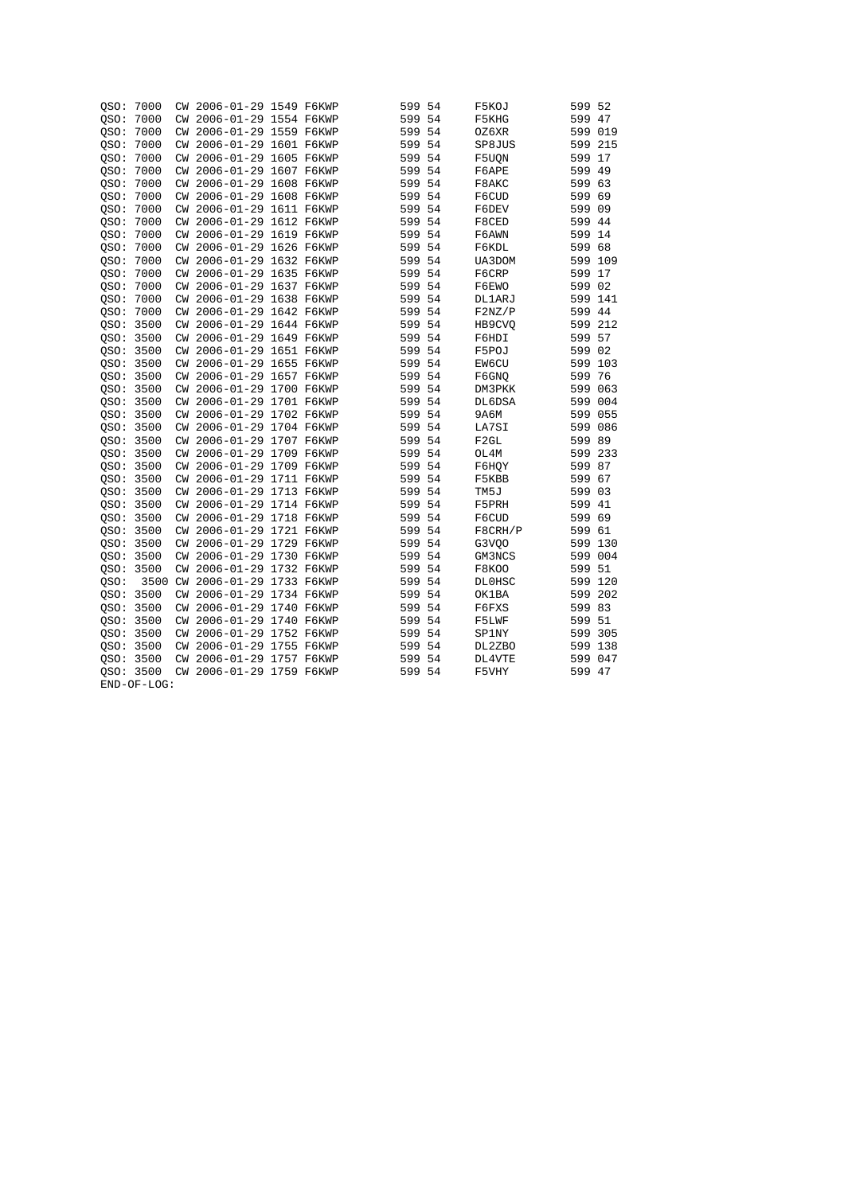```
QSO: 7000  CW 2006-01-29 1549 F6KWP         599 54      F5KOJ         599 52
QSO: 7000  CW 2006-01-29 1554 F6KWP         599 54      F5KHG         599 47
QSO: 7000  CW 2006-01-29 1559 F6KWP         599 54      OZ6XR         599 019
QSO: 7000  CW 2006-01-29 1601 F6KWP         599 54      SP8JUS        599 215
QSO: 7000  CW 2006-01-29 1605 F6KWP         599 54      F5UQN         599 17
QSO: 7000  CW 2006-01-29 1607 F6KWP         599 54      F6APE         599 49
QSO: 7000  CW 2006-01-29 1608 F6KWP         599 54      F8AKC         599 63
QSO: 7000  CW 2006-01-29 1608 F6KWP         599 54      F6CUD         599 69
QSO: 7000  CW 2006-01-29 1611 F6KWP         599 54      F6DEV         599 09
QSO: 7000  CW 2006-01-29 1612 F6KWP         599 54      F8CED         599 44
QSO: 7000  CW 2006-01-29 1619 F6KWP         599 54      F6AWN         599 14
QSO: 7000  CW 2006-01-29 1626 F6KWP         599 54      F6KDL         599 68
QSO: 7000  CW 2006-01-29 1632 F6KWP         599 54      UA3DOM        599 109
QSO: 7000  CW 2006-01-29 1635 F6KWP         599 54      F6CRP         599 17
QSO: 7000  CW 2006-01-29 1637 F6KWP         599 54      F6EWO         599 02
QSO: 7000  CW 2006-01-29 1638 F6KWP         599 54      DL1ARJ        599 141
QSO: 7000  CW 2006-01-29 1642 F6KWP         599 54      F2NZ/P        599 44
QSO: 3500  CW 2006-01-29 1644 F6KWP         599 54      HB9CVQ        599 212
QSO: 3500  CW 2006-01-29 1649 F6KWP         599 54      F6HDI         599 57
QSO: 3500  CW 2006-01-29 1651 F6KWP         599 54      F5POJ         599 02
QSO: 3500  CW 2006-01-29 1655 F6KWP         599 54      EW6CU         599 103
QSO: 3500  CW 2006-01-29 1657 F6KWP         599 54      F6GNQ         599 76
QSO: 3500  CW 2006-01-29 1700 F6KWP         599 54      DM3PKK        599 063
QSO: 3500  CW 2006-01-29 1701 F6KWP         599 54      DL6DSA        599 004
QSO: 3500  CW 2006-01-29 1702 F6KWP         599 54      9A6M          599 055
QSO: 3500  CW 2006-01-29 1704 F6KWP         599 54      LA7SI         599 086
QSO: 3500  CW 2006-01-29 1707 F6KWP         599 54      F2GL          599 89
QSO: 3500  CW 2006-01-29 1709 F6KWP         599 54      OL4M          599 233
QSO: 3500  CW 2006-01-29 1709 F6KWP         599 54      F6HQY         599 87
QSO: 3500  CW 2006-01-29 1711 F6KWP         599 54      F5KBB         599 67
QSO: 3500  CW 2006-01-29 1713 F6KWP         599 54      TM5J          599 03
QSO: 3500  CW 2006-01-29 1714 F6KWP         599 54      F5PRH         599 41
QSO: 3500  CW 2006-01-29 1718 F6KWP         599 54      F6CUD         599 69
QSO: 3500  CW 2006-01-29 1721 F6KWP         599 54      F8CRH/P       599 61
QSO: 3500  CW 2006-01-29 1729 F6KWP         599 54      G3VQO         599 130
QSO: 3500  CW 2006-01-29 1730 F6KWP         599 54      GM3NCS        599 004
QSO: 3500  CW 2006-01-29 1732 F6KWP         599 54      F8KOO         599 51
QSO:   3500 CW 2006-01-29 1733 F6KWP        599 54      DL0HSC        599 120
QSO: 3500  CW 2006-01-29 1734 F6KWP         599 54      OK1BA         599 202
QSO: 3500  CW 2006-01-29 1740 F6KWP         599 54      F6FXS         599 83
QSO: 3500  CW 2006-01-29 1740 F6KWP         599 54      F5LWF         599 51
QSO: 3500  CW 2006-01-29 1752 F6KWP         599 54      SP1NY         599 305
QSO: 3500  CW 2006-01-29 1755 F6KWP         599 54      DL2ZBO        599 138
QSO: 3500  CW 2006-01-29 1757 F6KWP         599 54      DL4VTE        599 047
QSO: 3500  CW 2006-01-29 1759 F6KWP         599 54      F5VHY         599 47
END-OF-LOG:
```